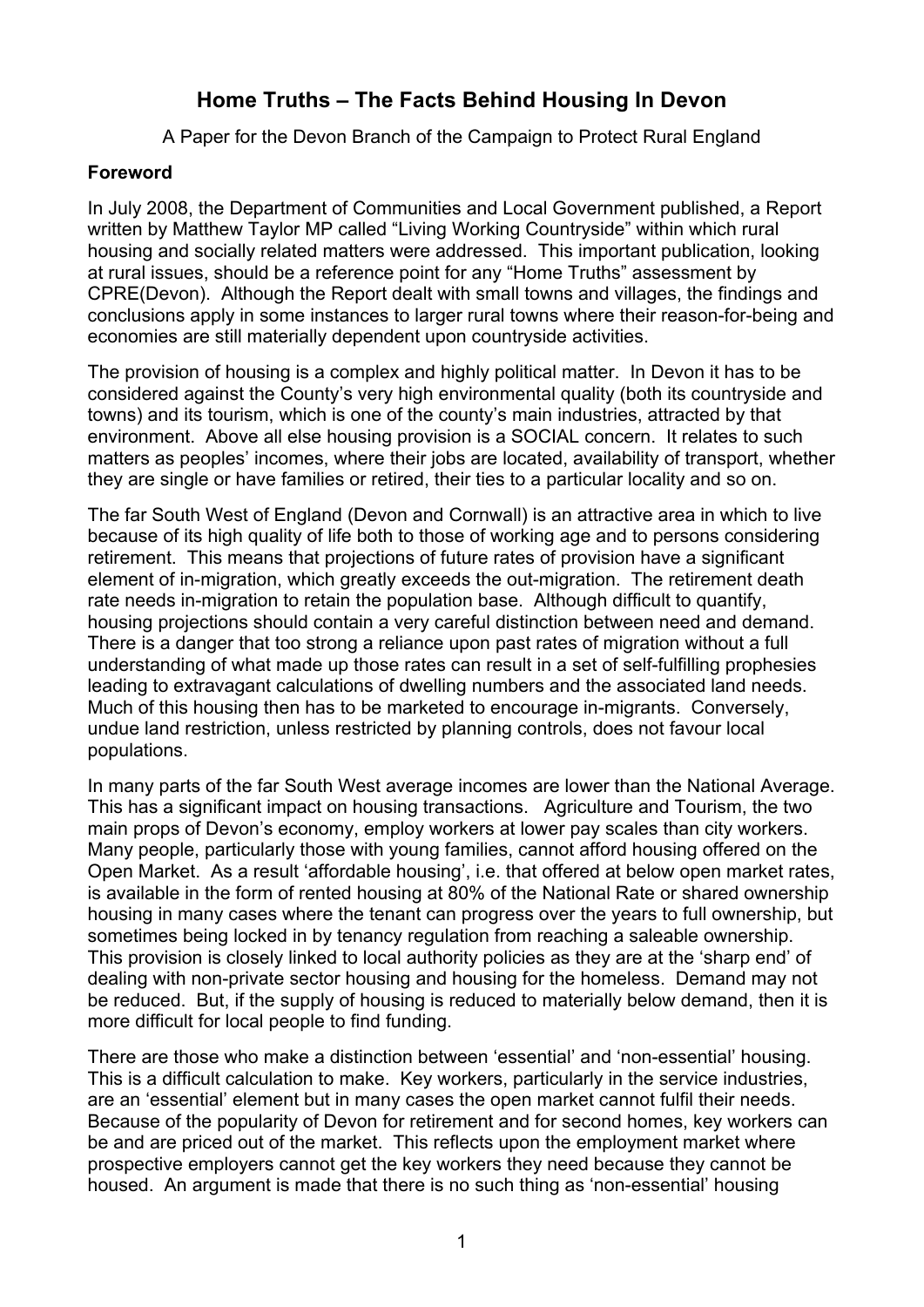# Home Truths – The Facts Behind Housing In Devon

A Paper for the Devon Branch of the Campaign to Protect Rural England

## Foreword

In July 2008, the Department of Communities and Local Government published, a Report written by Matthew Taylor MP called "Living Working Countryside" within which rural housing and socially related matters were addressed. This important publication, looking at rural issues, should be a reference point for any "Home Truths" assessment by CPRE(Devon). Although the Report dealt with small towns and villages, the findings and conclusions apply in some instances to larger rural towns where their reason-for-being and economies are still materially dependent upon countryside activities.

The provision of housing is a complex and highly political matter. In Devon it has to be considered against the County's very high environmental quality (both its countryside and towns) and its tourism, which is one of the county's main industries, attracted by that environment. Above all else housing provision is a SOCIAL concern. It relates to such matters as peoples' incomes, where their jobs are located, availability of transport, whether they are single or have families or retired, their ties to a particular locality and so on.

The far South West of England (Devon and Cornwall) is an attractive area in which to live because of its high quality of life both to those of working age and to persons considering retirement. This means that projections of future rates of provision have a significant element of in-migration, which greatly exceeds the out-migration. The retirement death rate needs in-migration to retain the population base. Although difficult to quantify, housing projections should contain a very careful distinction between need and demand. There is a danger that too strong a reliance upon past rates of migration without a full understanding of what made up those rates can result in a set of self-fulfilling prophesies leading to extravagant calculations of dwelling numbers and the associated land needs. Much of this housing then has to be marketed to encourage in-migrants. Conversely, undue land restriction, unless restricted by planning controls, does not favour local populations.

In many parts of the far South West average incomes are lower than the National Average. This has a significant impact on housing transactions. Agriculture and Tourism, the two main props of Devon's economy, employ workers at lower pay scales than city workers. Many people, particularly those with young families, cannot afford housing offered on the Open Market. As a result 'affordable housing', i.e. that offered at below open market rates, is available in the form of rented housing at 80% of the National Rate or shared ownership housing in many cases where the tenant can progress over the years to full ownership, but sometimes being locked in by tenancy regulation from reaching a saleable ownership. This provision is closely linked to local authority policies as they are at the 'sharp end' of dealing with non-private sector housing and housing for the homeless. Demand may not be reduced. But, if the supply of housing is reduced to materially below demand, then it is more difficult for local people to find funding.

There are those who make a distinction between 'essential' and 'non-essential' housing. This is a difficult calculation to make. Key workers, particularly in the service industries, are an 'essential' element but in many cases the open market cannot fulfil their needs. Because of the popularity of Devon for retirement and for second homes, key workers can be and are priced out of the market. This reflects upon the employment market where prospective employers cannot get the key workers they need because they cannot be housed. An argument is made that there is no such thing as 'non-essential' housing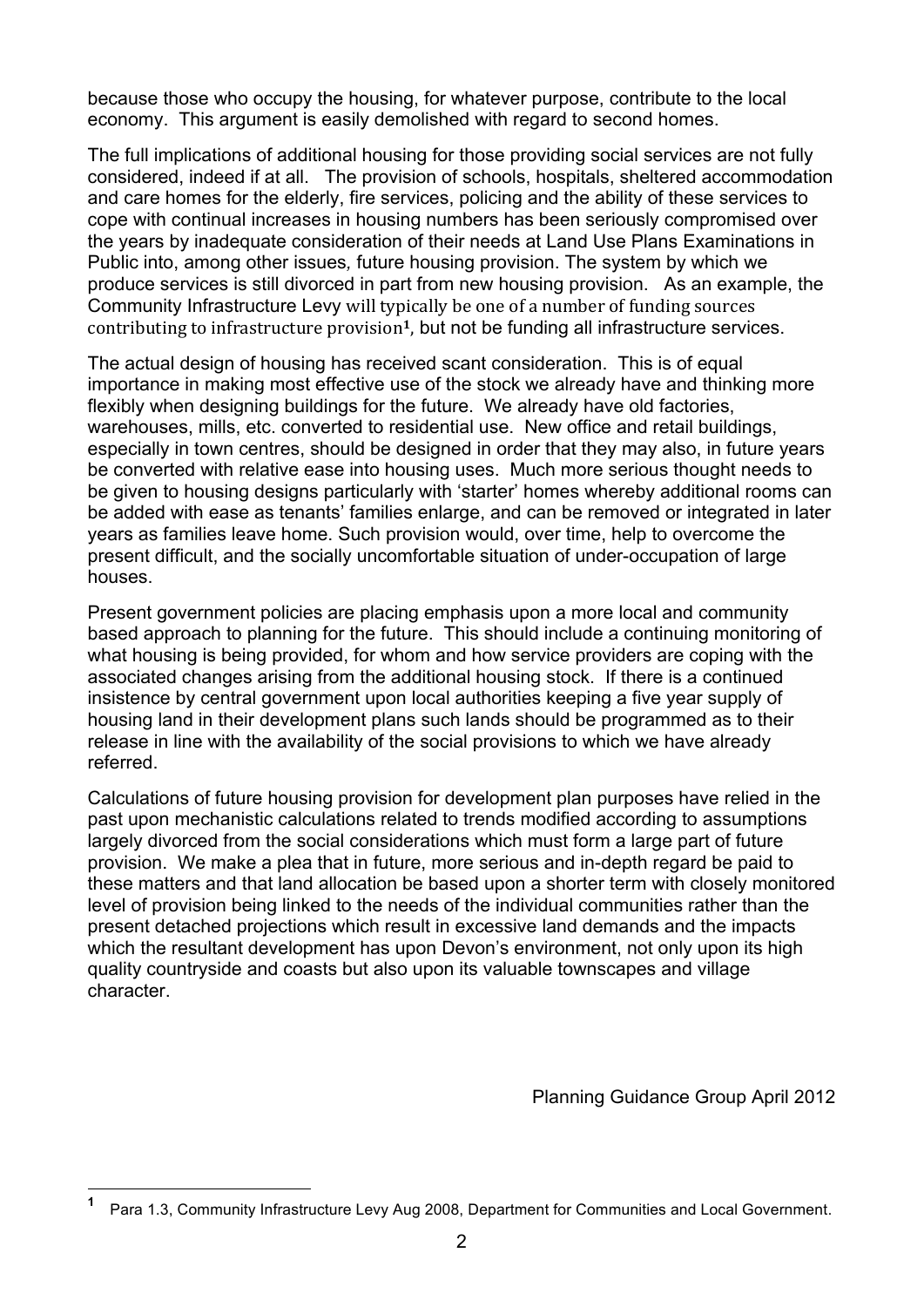because those who occupy the housing, for whatever purpose, contribute to the local economy. This argument is easily demolished with regard to second homes.

The full implications of additional housing for those providing social services are not fully considered, indeed if at all. The provision of schools, hospitals, sheltered accommodation and care homes for the elderly, fire services, policing and the ability of these services to cope with continual increases in housing numbers has been seriously compromised over the years by inadequate consideration of their needs at Land Use Plans Examinations in Public into, among other issues, future housing provision. The system by which we produce services is still divorced in part from new housing provision. As an example, the Community Infrastructure Levy will typically be one of a number of funding sources contributing to infrastructure provision[1], but not be funding all infrastructure services.

The actual design of housing has received scant consideration. This is of equal importance in making most effective use of the stock we already have and thinking more flexibly when designing buildings for the future. We already have old factories, warehouses, mills, etc. converted to residential use. New office and retail buildings, especially in town centres, should be designed in order that they may also, in future years be converted with relative ease into housing uses. Much more serious thought needs to be given to housing designs particularly with 'starter' homes whereby additional rooms can be added with ease as tenants' families enlarge, and can be removed or integrated in later years as families leave home. Such provision would, over time, help to overcome the present difficult, and the socially uncomfortable situation of under-occupation of large houses.

Present government policies are placing emphasis upon a more local and community based approach to planning for the future. This should include a continuing monitoring of what housing is being provided, for whom and how service providers are coping with the associated changes arising from the additional housing stock. If there is a continued insistence by central government upon local authorities keeping a five year supply of housing land in their development plans such lands should be programmed as to their release in line with the availability of the social provisions to which we have already referred.

Calculations of future housing provision for development plan purposes have relied in the past upon mechanistic calculations related to trends modified according to assumptions largely divorced from the social considerations which must form a large part of future provision. We make a plea that in future, more serious and in-depth regard be paid to these matters and that land allocation be based upon a shorter term with closely monitored level of provision being linked to the needs of the individual communities rather than the present detached projections which result in excessive land demands and the impacts which the resultant development has upon Devon's environment, not only upon its high quality countryside and coasts but also upon its valuable townscapes and village character.

Planning Guidance Group April 2012

---

[1] Para 1.3, Community Infrastructure Levy Aug 2008, Department for Communities and Local Government.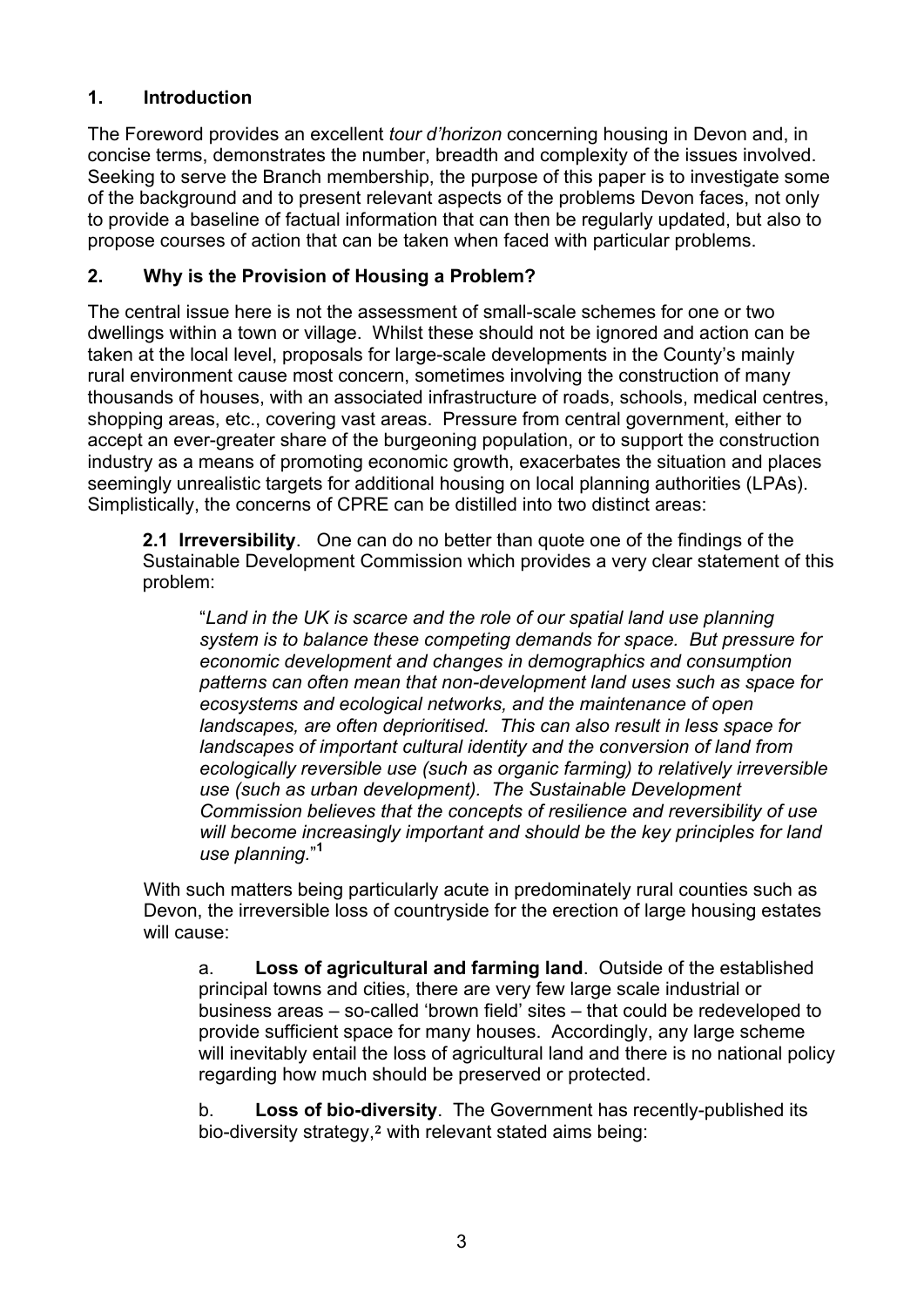## 1. Introduction

The Foreword provides an excellent *tour d'horizon* concerning housing in Devon and, in concise terms, demonstrates the number, breadth and complexity of the issues involved. Seeking to serve the Branch membership, the purpose of this paper is to investigate some of the background and to present relevant aspects of the problems Devon faces, not only to provide a baseline of factual information that can then be regularly updated, but also to propose courses of action that can be taken when faced with particular problems.

## 2. Why is the Provision of Housing a Problem?

The central issue here is not the assessment of small-scale schemes for one or two dwellings within a town or village. Whilst these should not be ignored and action can be taken at the local level, proposals for large-scale developments in the County's mainly rural environment cause most concern, sometimes involving the construction of many thousands of houses, with an associated infrastructure of roads, schools, medical centres, shopping areas, etc., covering vast areas. Pressure from central government, either to accept an ever-greater share of the burgeoning population, or to support the construction industry as a means of promoting economic growth, exacerbates the situation and places seemingly unrealistic targets for additional housing on local planning authorities (LPAs). Simplistically, the concerns of CPRE can be distilled into two distinct areas:

**2.1 Irreversibility**. One can do no better than quote one of the findings of the Sustainable Development Commission which provides a very clear statement of this problem:

> "*Land in the UK is scarce and the role of our spatial land use planning system is to balance these competing demands for space. But pressure for economic development and changes in demographics and consumption patterns can often mean that non-development land uses such as space for ecosystems and ecological networks, and the maintenance of open landscapes, are often deprioritised. This can also result in less space for landscapes of important cultural identity and the conversion of land from ecologically reversible use (such as organic farming) to relatively irreversible use (such as urban development). The Sustainable Development Commission believes that the concepts of resilience and reversibility of use will become increasingly important and should be the key principles for land use planning.*"[1]

With such matters being particularly acute in predominately rural counties such as Devon, the irreversible loss of countryside for the erection of large housing estates will cause:

a. **Loss of agricultural and farming land**. Outside of the established principal towns and cities, there are very few large scale industrial or business areas – so-called 'brown field' sites – that could be redeveloped to provide sufficient space for many houses. Accordingly, any large scheme will inevitably entail the loss of agricultural land and there is no national policy regarding how much should be preserved or protected.

b. **Loss of bio-diversity**. The Government has recently-published its bio-diversity strategy,[2] with relevant stated aims being: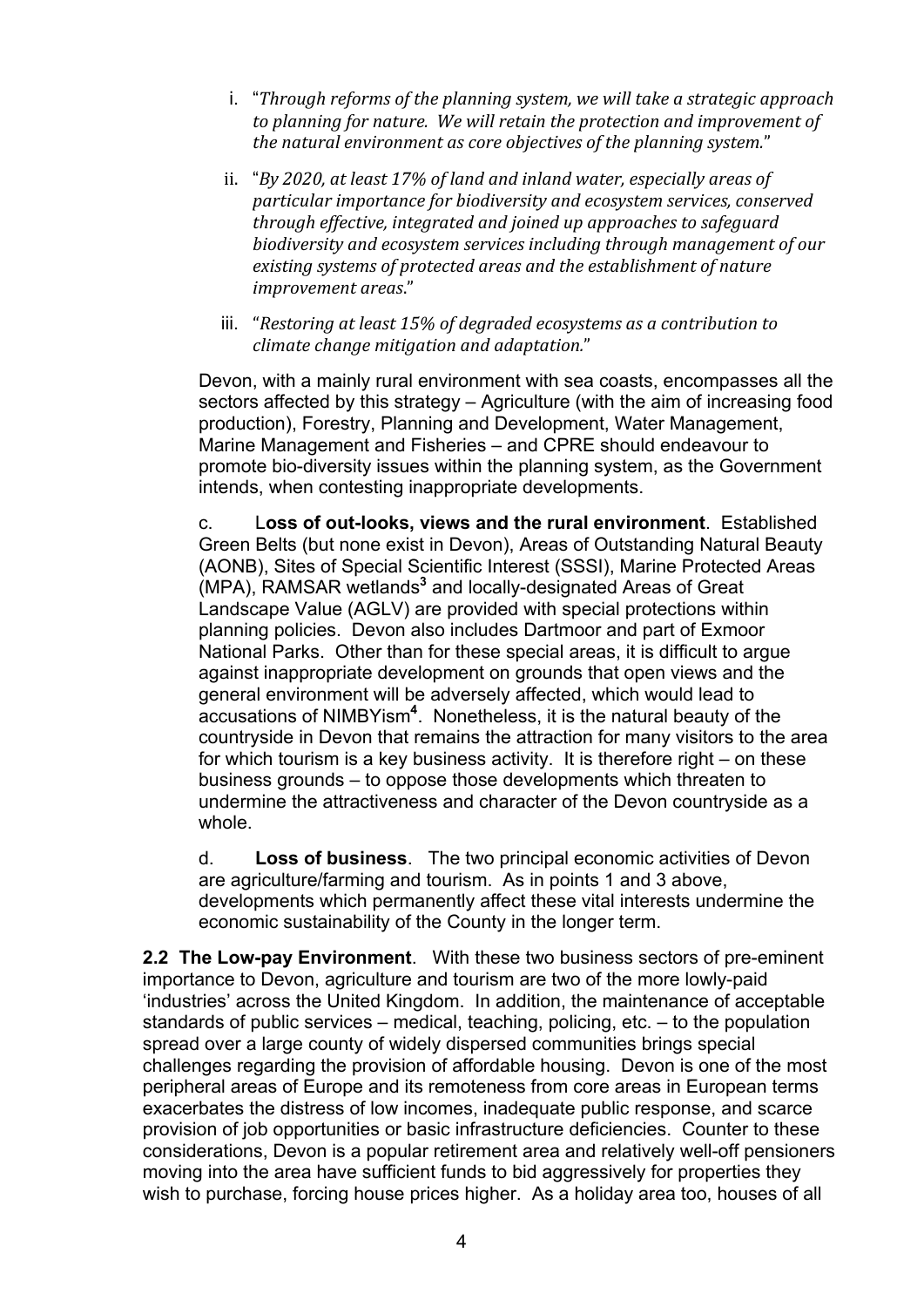i. "*Through reforms of the planning system, we will take a strategic approach to planning for nature. We will retain the protection and improvement of the natural environment as core objectives of the planning system.*"

ii. "*By 2020, at least 17% of land and inland water, especially areas of particular importance for biodiversity and ecosystem services, conserved through effective, integrated and joined up approaches to safeguard biodiversity and ecosystem services including through management of our existing systems of protected areas and the establishment of nature improvement areas.*"

iii. "*Restoring at least 15% of degraded ecosystems as a contribution to climate change mitigation and adaptation.*"

Devon, with a mainly rural environment with sea coasts, encompasses all the sectors affected by this strategy – Agriculture (with the aim of increasing food production), Forestry, Planning and Development, Water Management, Marine Management and Fisheries – and CPRE should endeavour to promote bio-diversity issues within the planning system, as the Government intends, when contesting inappropriate developments.

c. **Loss of out-looks, views and the rural environment**. Established Green Belts (but none exist in Devon), Areas of Outstanding Natural Beauty (AONB), Sites of Special Scientific Interest (SSSI), Marine Protected Areas (MPA), RAMSAR wetlands[3] and locally-designated Areas of Great Landscape Value (AGLV) are provided with special protections within planning policies. Devon also includes Dartmoor and part of Exmoor National Parks. Other than for these special areas, it is difficult to argue against inappropriate development on grounds that open views and the general environment will be adversely affected, which would lead to accusations of NIMBYism[4]. Nonetheless, it is the natural beauty of the countryside in Devon that remains the attraction for many visitors to the area for which tourism is a key business activity. It is therefore right – on these business grounds – to oppose those developments which threaten to undermine the attractiveness and character of the Devon countryside as a whole.

d. **Loss of business**. The two principal economic activities of Devon are agriculture/farming and tourism. As in points 1 and 3 above, developments which permanently affect these vital interests undermine the economic sustainability of the County in the longer term.

**2.2 The Low-pay Environment**. With these two business sectors of pre-eminent importance to Devon, agriculture and tourism are two of the more lowly-paid 'industries' across the United Kingdom. In addition, the maintenance of acceptable standards of public services – medical, teaching, policing, etc. – to the population spread over a large county of widely dispersed communities brings special challenges regarding the provision of affordable housing. Devon is one of the most peripheral areas of Europe and its remoteness from core areas in European terms exacerbates the distress of low incomes, inadequate public response, and scarce provision of job opportunities or basic infrastructure deficiencies. Counter to these considerations, Devon is a popular retirement area and relatively well-off pensioners moving into the area have sufficient funds to bid aggressively for properties they wish to purchase, forcing house prices higher. As a holiday area too, houses of all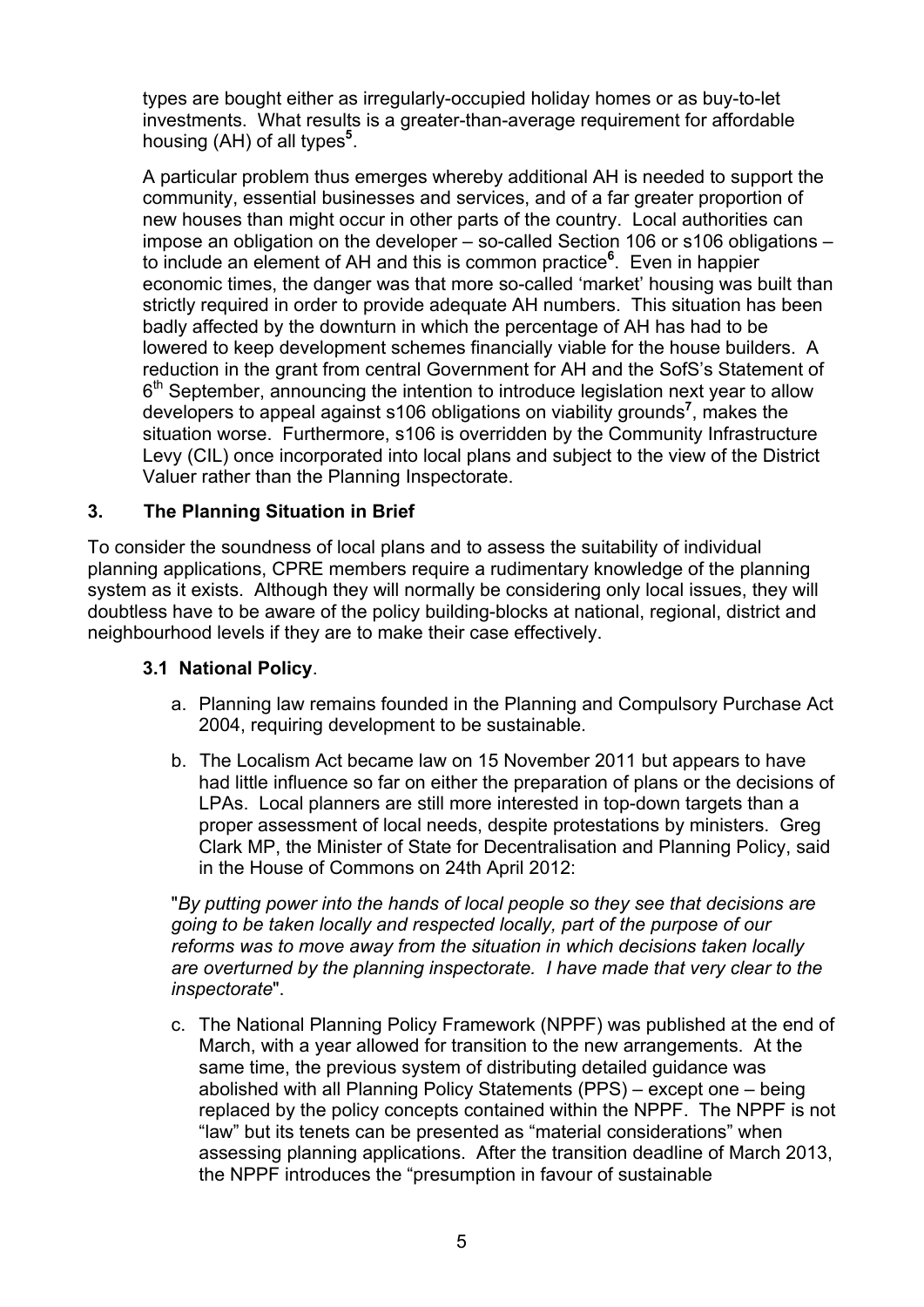types are bought either as irregularly-occupied holiday homes or as buy-to-let investments. What results is a greater-than-average requirement for affordable housing (AH) of all types[5].

A particular problem thus emerges whereby additional AH is needed to support the community, essential businesses and services, and of a far greater proportion of new houses than might occur in other parts of the country. Local authorities can impose an obligation on the developer – so-called Section 106 or s106 obligations – to include an element of AH and this is common practice[6]. Even in happier economic times, the danger was that more so-called 'market' housing was built than strictly required in order to provide adequate AH numbers. This situation has been badly affected by the downturn in which the percentage of AH has had to be lowered to keep development schemes financially viable for the house builders. A reduction in the grant from central Government for AH and the SofS's Statement of 6th September, announcing the intention to introduce legislation next year to allow developers to appeal against s106 obligations on viability grounds[7], makes the situation worse. Furthermore, s106 is overridden by the Community Infrastructure Levy (CIL) once incorporated into local plans and subject to the view of the District Valuer rather than the Planning Inspectorate.

## 3. The Planning Situation in Brief

To consider the soundness of local plans and to assess the suitability of individual planning applications, CPRE members require a rudimentary knowledge of the planning system as it exists. Although they will normally be considering only local issues, they will doubtless have to be aware of the policy building-blocks at national, regional, district and neighbourhood levels if they are to make their case effectively.

### 3.1 National Policy.

a. Planning law remains founded in the Planning and Compulsory Purchase Act 2004, requiring development to be sustainable.

b. The Localism Act became law on 15 November 2011 but appears to have had little influence so far on either the preparation of plans or the decisions of LPAs. Local planners are still more interested in top-down targets than a proper assessment of local needs, despite protestations by ministers. Greg Clark MP, the Minister of State for Decentralisation and Planning Policy, said in the House of Commons on 24th April 2012:

"*By putting power into the hands of local people so they see that decisions are going to be taken locally and respected locally, part of the purpose of our reforms was to move away from the situation in which decisions taken locally are overturned by the planning inspectorate. I have made that very clear to the inspectorate*".

c. The National Planning Policy Framework (NPPF) was published at the end of March, with a year allowed for transition to the new arrangements. At the same time, the previous system of distributing detailed guidance was abolished with all Planning Policy Statements (PPS) – except one – being replaced by the policy concepts contained within the NPPF. The NPPF is not "law" but its tenets can be presented as "material considerations" when assessing planning applications. After the transition deadline of March 2013, the NPPF introduces the "presumption in favour of sustainable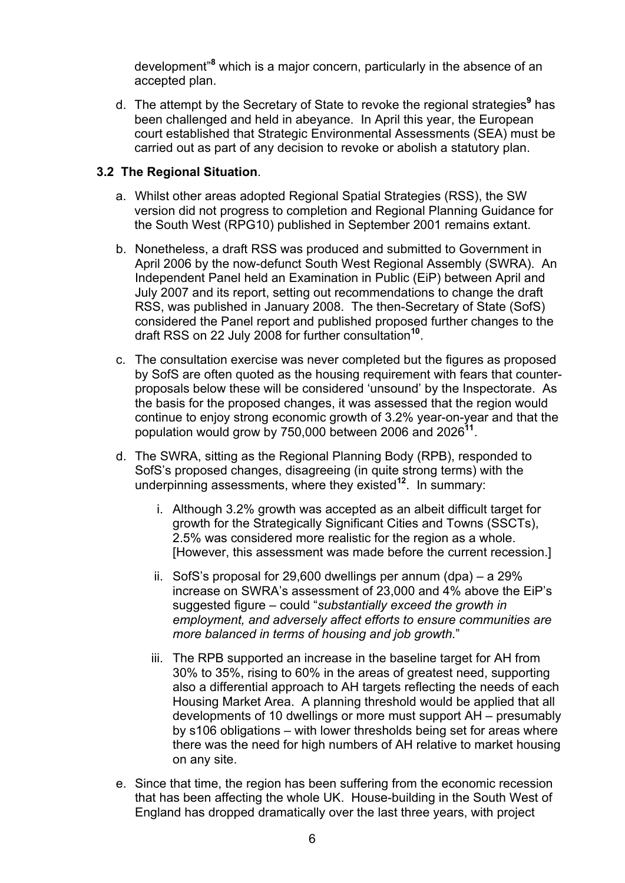development"[8] which is a major concern, particularly in the absence of an accepted plan.

d. The attempt by the Secretary of State to revoke the regional strategies[9] has been challenged and held in abeyance. In April this year, the European court established that Strategic Environmental Assessments (SEA) must be carried out as part of any decision to revoke or abolish a statutory plan.

### 3.2 The Regional Situation.

a. Whilst other areas adopted Regional Spatial Strategies (RSS), the SW version did not progress to completion and Regional Planning Guidance for the South West (RPG10) published in September 2001 remains extant.

b. Nonetheless, a draft RSS was produced and submitted to Government in April 2006 by the now-defunct South West Regional Assembly (SWRA). An Independent Panel held an Examination in Public (EiP) between April and July 2007 and its report, setting out recommendations to change the draft RSS, was published in January 2008. The then-Secretary of State (SofS) considered the Panel report and published proposed further changes to the draft RSS on 22 July 2008 for further consultation[10].

c. The consultation exercise was never completed but the figures as proposed by SofS are often quoted as the housing requirement with fears that counter-proposals below these will be considered 'unsound' by the Inspectorate. As the basis for the proposed changes, it was assessed that the region would continue to enjoy strong economic growth of 3.2% year-on-year and that the population would grow by 750,000 between 2006 and 2026[11].

d. The SWRA, sitting as the Regional Planning Body (RPB), responded to SofS's proposed changes, disagreeing (in quite strong terms) with the underpinning assessments, where they existed[12]. In summary:

   i. Although 3.2% growth was accepted as an albeit difficult target for growth for the Strategically Significant Cities and Towns (SSCTs), 2.5% was considered more realistic for the region as a whole. [However, this assessment was made before the current recession.]

   ii. SofS's proposal for 29,600 dwellings per annum (dpa) – a 29% increase on SWRA's assessment of 23,000 and 4% above the EiP's suggested figure – could "*substantially exceed the growth in employment, and adversely affect efforts to ensure communities are more balanced in terms of housing and job growth.*"

   iii. The RPB supported an increase in the baseline target for AH from 30% to 35%, rising to 60% in the areas of greatest need, supporting also a differential approach to AH targets reflecting the needs of each Housing Market Area. A planning threshold would be applied that all developments of 10 dwellings or more must support AH – presumably by s106 obligations – with lower thresholds being set for areas where there was the need for high numbers of AH relative to market housing on any site.

e. Since that time, the region has been suffering from the economic recession that has been affecting the whole UK. House-building in the South West of England has dropped dramatically over the last three years, with project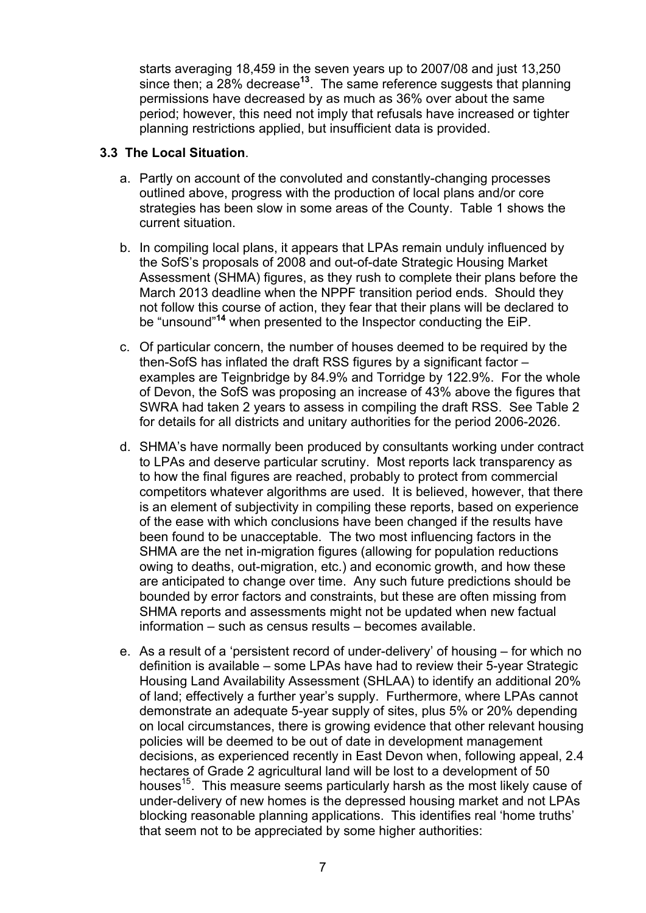starts averaging 18,459 in the seven years up to 2007/08 and just 13,250 since then; a 28% decrease[13]. The same reference suggests that planning permissions have decreased by as much as 36% over about the same period; however, this need not imply that refusals have increased or tighter planning restrictions applied, but insufficient data is provided.

**3.3 The Local Situation**.

a. Partly on account of the convoluted and constantly-changing processes outlined above, progress with the production of local plans and/or core strategies has been slow in some areas of the County. Table 1 shows the current situation.

b. In compiling local plans, it appears that LPAs remain unduly influenced by the SofS's proposals of 2008 and out-of-date Strategic Housing Market Assessment (SHMA) figures, as they rush to complete their plans before the March 2013 deadline when the NPPF transition period ends. Should they not follow this course of action, they fear that their plans will be declared to be "unsound"[14] when presented to the Inspector conducting the EiP.

c. Of particular concern, the number of houses deemed to be required by the then-SofS has inflated the draft RSS figures by a significant factor – examples are Teignbridge by 84.9% and Torridge by 122.9%. For the whole of Devon, the SofS was proposing an increase of 43% above the figures that SWRA had taken 2 years to assess in compiling the draft RSS. See Table 2 for details for all districts and unitary authorities for the period 2006-2026.

d. SHMA's have normally been produced by consultants working under contract to LPAs and deserve particular scrutiny. Most reports lack transparency as to how the final figures are reached, probably to protect from commercial competitors whatever algorithms are used. It is believed, however, that there is an element of subjectivity in compiling these reports, based on experience of the ease with which conclusions have been changed if the results have been found to be unacceptable. The two most influencing factors in the SHMA are the net in-migration figures (allowing for population reductions owing to deaths, out-migration, etc.) and economic growth, and how these are anticipated to change over time. Any such future predictions should be bounded by error factors and constraints, but these are often missing from SHMA reports and assessments might not be updated when new factual information – such as census results – becomes available.

e. As a result of a 'persistent record of under-delivery' of housing – for which no definition is available – some LPAs have had to review their 5-year Strategic Housing Land Availability Assessment (SHLAA) to identify an additional 20% of land; effectively a further year's supply. Furthermore, where LPAs cannot demonstrate an adequate 5-year supply of sites, plus 5% or 20% depending on local circumstances, there is growing evidence that other relevant housing policies will be deemed to be out of date in development management decisions, as experienced recently in East Devon when, following appeal, 2.4 hectares of Grade 2 agricultural land will be lost to a development of 50 houses[15]. This measure seems particularly harsh as the most likely cause of under-delivery of new homes is the depressed housing market and not LPAs blocking reasonable planning applications. This identifies real 'home truths' that seem not to be appreciated by some higher authorities: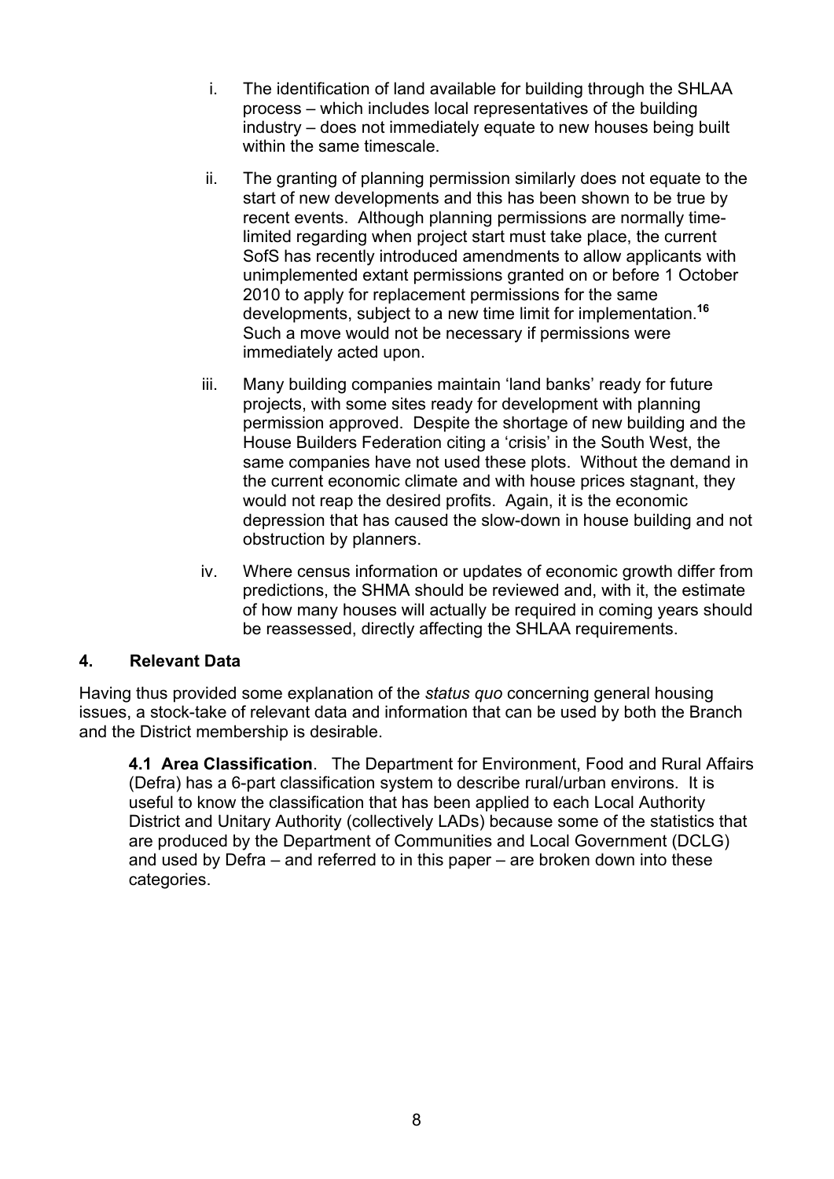i. The identification of land available for building through the SHLAA process – which includes local representatives of the building industry – does not immediately equate to new houses being built within the same timescale.

ii. The granting of planning permission similarly does not equate to the start of new developments and this has been shown to be true by recent events. Although planning permissions are normally time-limited regarding when project start must take place, the current SofS has recently introduced amendments to allow applicants with unimplemented extant permissions granted on or before 1 October 2010 to apply for replacement permissions for the same developments, subject to a new time limit for implementation.[16] Such a move would not be necessary if permissions were immediately acted upon.

iii. Many building companies maintain 'land banks' ready for future projects, with some sites ready for development with planning permission approved. Despite the shortage of new building and the House Builders Federation citing a 'crisis' in the South West, the same companies have not used these plots. Without the demand in the current economic climate and with house prices stagnant, they would not reap the desired profits. Again, it is the economic depression that has caused the slow-down in house building and not obstruction by planners.

iv. Where census information or updates of economic growth differ from predictions, the SHMA should be reviewed and, with it, the estimate of how many houses will actually be required in coming years should be reassessed, directly affecting the SHLAA requirements.

## 4. Relevant Data

Having thus provided some explanation of the *status quo* concerning general housing issues, a stock-take of relevant data and information that can be used by both the Branch and the District membership is desirable.

**4.1 Area Classification**. The Department for Environment, Food and Rural Affairs (Defra) has a 6-part classification system to describe rural/urban environs. It is useful to know the classification that has been applied to each Local Authority District and Unitary Authority (collectively LADs) because some of the statistics that are produced by the Department of Communities and Local Government (DCLG) and used by Defra – and referred to in this paper – are broken down into these categories.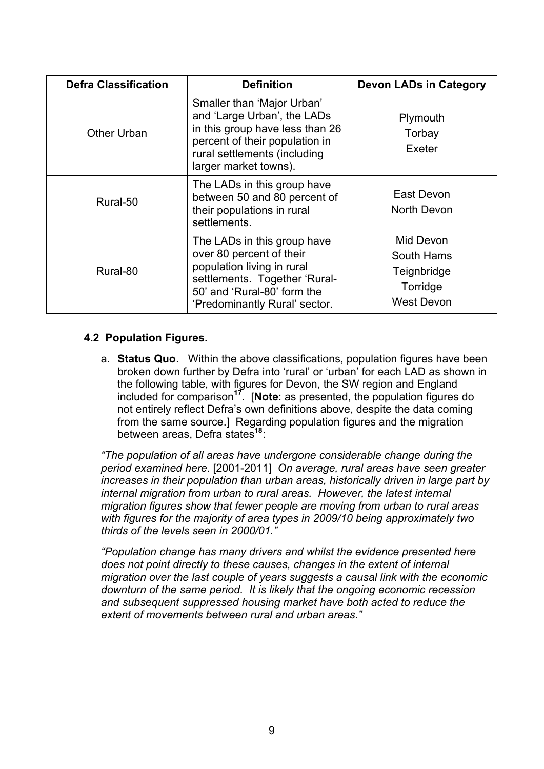| Defra Classification | Definition | Devon LADs in Category |
|---|---|---|
| Other Urban | Smaller than 'Major Urban' and 'Large Urban', the LADs in this group have less than 26 percent of their population in rural settlements (including larger market towns). | Plymouth<br>Torbay<br>Exeter |
| Rural-50 | The LADs in this group have between 50 and 80 percent of their populations in rural settlements. | East Devon<br>North Devon |
| Rural-80 | The LADs in this group have over 80 percent of their population living in rural settlements. Together 'Rural-50' and 'Rural-80' form the 'Predominantly Rural' sector. | Mid Devon<br>South Hams<br>Teignbridge<br>Torridge<br>West Devon |

### 4.2 Population Figures.

a. **Status Quo**. Within the above classifications, population figures have been broken down further by Defra into 'rural' or 'urban' for each LAD as shown in the following table, with figures for Devon, the SW region and England included for comparison[17]. [**Note**: as presented, the population figures do not entirely reflect Defra's own definitions above, despite the data coming from the same source.] Regarding population figures and the migration between areas, Defra states[18]:

*"The population of all areas have undergone considerable change during the period examined here.* [2001-2011] *On average, rural areas have seen greater increases in their population than urban areas, historically driven in large part by internal migration from urban to rural areas. However, the latest internal migration figures show that fewer people are moving from urban to rural areas with figures for the majority of area types in 2009/10 being approximately two thirds of the levels seen in 2000/01."*

*"Population change has many drivers and whilst the evidence presented here does not point directly to these causes, changes in the extent of internal migration over the last couple of years suggests a causal link with the economic downturn of the same period. It is likely that the ongoing economic recession and subsequent suppressed housing market have both acted to reduce the extent of movements between rural and urban areas."*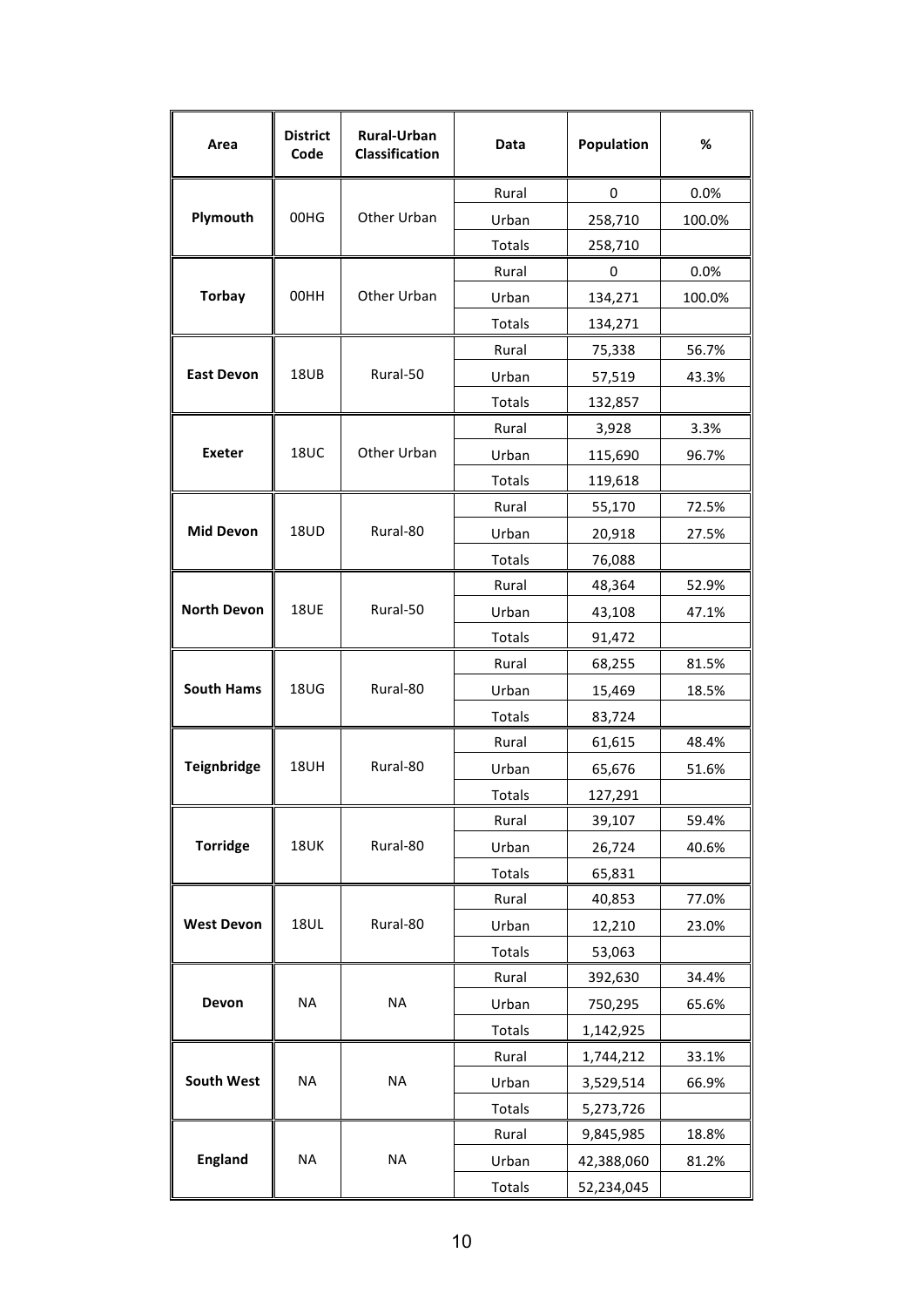| Area | District Code | Rural-Urban Classification | Data | Population | % |
|---|---|---|---|---|---|
| **Plymouth** | 00HG | Other Urban | Rural | 0 | 0.0% |
| | | | Urban | 258,710 | 100.0% |
| | | | Totals | 258,710 | |
| **Torbay** | 00HH | Other Urban | Rural | 0 | 0.0% |
| | | | Urban | 134,271 | 100.0% |
| | | | Totals | 134,271 | |
| **East Devon** | 18UB | Rural-50 | Rural | 75,338 | 56.7% |
| | | | Urban | 57,519 | 43.3% |
| | | | Totals | 132,857 | |
| **Exeter** | 18UC | Other Urban | Rural | 3,928 | 3.3% |
| | | | Urban | 115,690 | 96.7% |
| | | | Totals | 119,618 | |
| **Mid Devon** | 18UD | Rural-80 | Rural | 55,170 | 72.5% |
| | | | Urban | 20,918 | 27.5% |
| | | | Totals | 76,088 | |
| **North Devon** | 18UE | Rural-50 | Rural | 48,364 | 52.9% |
| | | | Urban | 43,108 | 47.1% |
| | | | Totals | 91,472 | |
| **South Hams** | 18UG | Rural-80 | Rural | 68,255 | 81.5% |
| | | | Urban | 15,469 | 18.5% |
| | | | Totals | 83,724 | |
| **Teignbridge** | 18UH | Rural-80 | Rural | 61,615 | 48.4% |
| | | | Urban | 65,676 | 51.6% |
| | | | Totals | 127,291 | |
| **Torridge** | 18UK | Rural-80 | Rural | 39,107 | 59.4% |
| | | | Urban | 26,724 | 40.6% |
| | | | Totals | 65,831 | |
| **West Devon** | 18UL | Rural-80 | Rural | 40,853 | 77.0% |
| | | | Urban | 12,210 | 23.0% |
| | | | Totals | 53,063 | |
| **Devon** | NA | NA | Rural | 392,630 | 34.4% |
| | | | Urban | 750,295 | 65.6% |
| | | | Totals | 1,142,925 | |
| **South West** | NA | NA | Rural | 1,744,212 | 33.1% |
| | | | Urban | 3,529,514 | 66.9% |
| | | | Totals | 5,273,726 | |
| **England** | NA | NA | Rural | 9,845,985 | 18.8% |
| | | | Urban | 42,388,060 | 81.2% |
| | | | Totals | 52,234,045 | |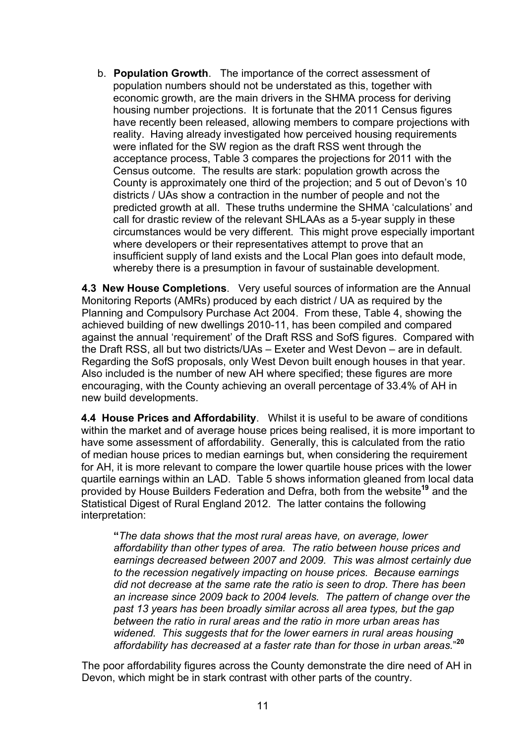b. **Population Growth**. The importance of the correct assessment of population numbers should not be understated as this, together with economic growth, are the main drivers in the SHMA process for deriving housing number projections. It is fortunate that the 2011 Census figures have recently been released, allowing members to compare projections with reality. Having already investigated how perceived housing requirements were inflated for the SW region as the draft RSS went through the acceptance process, Table 3 compares the projections for 2011 with the Census outcome. The results are stark: population growth across the County is approximately one third of the projection; and 5 out of Devon's 10 districts / UAs show a contraction in the number of people and not the predicted growth at all. These truths undermine the SHMA 'calculations' and call for drastic review of the relevant SHLAAs as a 5-year supply in these circumstances would be very different. This might prove especially important where developers or their representatives attempt to prove that an insufficient supply of land exists and the Local Plan goes into default mode, whereby there is a presumption in favour of sustainable development.

**4.3 New House Completions**. Very useful sources of information are the Annual Monitoring Reports (AMRs) produced by each district / UA as required by the Planning and Compulsory Purchase Act 2004. From these, Table 4, showing the achieved building of new dwellings 2010-11, has been compiled and compared against the annual 'requirement' of the Draft RSS and SofS figures. Compared with the Draft RSS, all but two districts/UAs – Exeter and West Devon – are in default. Regarding the SofS proposals, only West Devon built enough houses in that year. Also included is the number of new AH where specified; these figures are more encouraging, with the County achieving an overall percentage of 33.4% of AH in new build developments.

**4.4 House Prices and Affordability**. Whilst it is useful to be aware of conditions within the market and of average house prices being realised, it is more important to have some assessment of affordability. Generally, this is calculated from the ratio of median house prices to median earnings but, when considering the requirement for AH, it is more relevant to compare the lower quartile house prices with the lower quartile earnings within an LAD. Table 5 shows information gleaned from local data provided by House Builders Federation and Defra, both from the website[19] and the Statistical Digest of Rural England 2012. The latter contains the following interpretation:

> **"***The data shows that the most rural areas have, on average, lower affordability than other types of area. The ratio between house prices and earnings decreased between 2007 and 2009. This was almost certainly due to the recession negatively impacting on house prices. Because earnings did not decrease at the same rate the ratio is seen to drop. There has been an increase since 2009 back to 2004 levels. The pattern of change over the past 13 years has been broadly similar across all area types, but the gap between the ratio in rural areas and the ratio in more urban areas has widened. This suggests that for the lower earners in rural areas housing affordability has decreased at a faster rate than for those in urban areas.*"[20]

The poor affordability figures across the County demonstrate the dire need of AH in Devon, which might be in stark contrast with other parts of the country.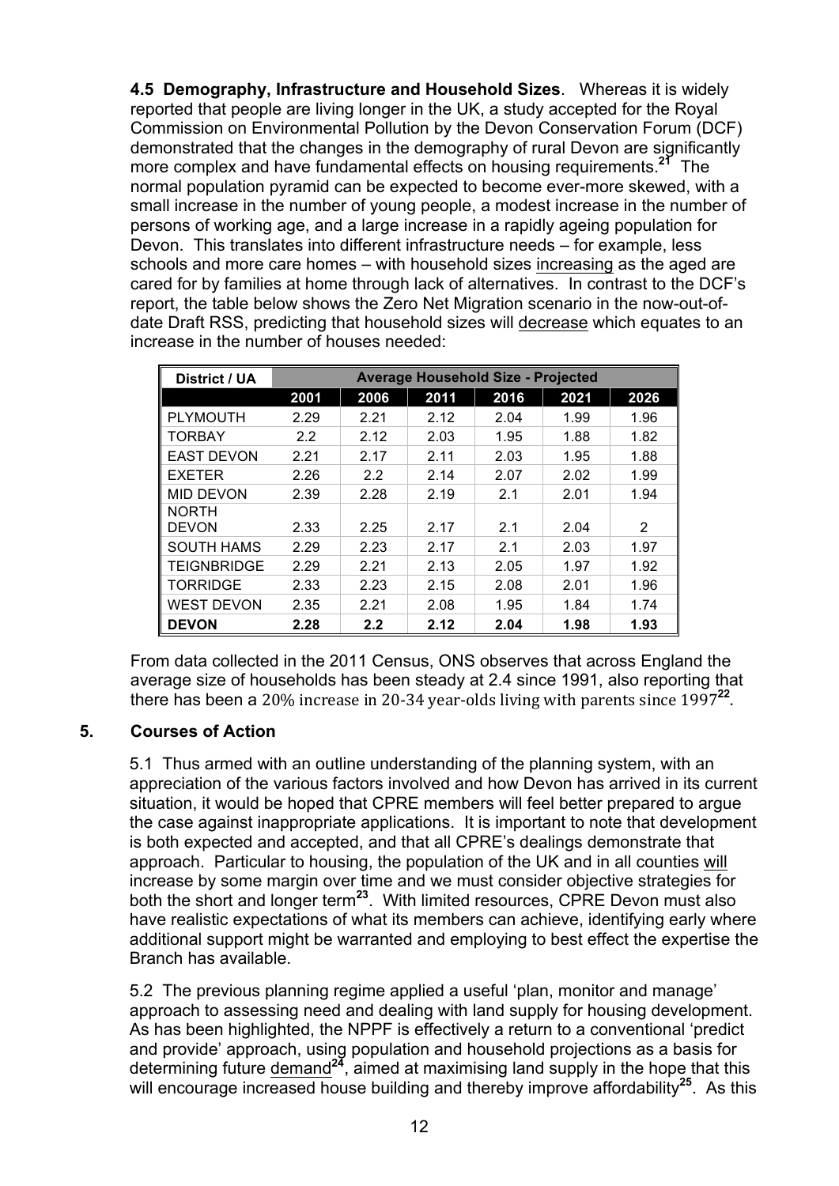**4.5 Demography, Infrastructure and Household Sizes**. Whereas it is widely reported that people are living longer in the UK, a study accepted for the Royal Commission on Environmental Pollution by the Devon Conservation Forum (DCF) demonstrated that the changes in the demography of rural Devon are significantly more complex and have fundamental effects on housing requirements.[21] The normal population pyramid can be expected to become ever-more skewed, with a small increase in the number of young people, a modest increase in the number of persons of working age, and a large increase in a rapidly ageing population for Devon. This translates into different infrastructure needs – for example, less schools and more care homes – with household sizes increasing as the aged are cared for by families at home through lack of alternatives. In contrast to the DCF's report, the table below shows the Zero Net Migration scenario in the now-out-of-date Draft RSS, predicting that household sizes will decrease which equates to an increase in the number of houses needed:

| District / UA | Average Household Size - Projected | | | | | |
|---|---|---|---|---|---|---|
| | 2001 | 2006 | 2011 | 2016 | 2021 | 2026 |
| PLYMOUTH | 2.29 | 2.21 | 2.12 | 2.04 | 1.99 | 1.96 |
| TORBAY | 2.2 | 2.12 | 2.03 | 1.95 | 1.88 | 1.82 |
| EAST DEVON | 2.21 | 2.17 | 2.11 | 2.03 | 1.95 | 1.88 |
| EXETER | 2.26 | 2.2 | 2.14 | 2.07 | 2.02 | 1.99 |
| MID DEVON | 2.39 | 2.28 | 2.19 | 2.1 | 2.01 | 1.94 |
| NORTH DEVON | 2.33 | 2.25 | 2.17 | 2.1 | 2.04 | 2 |
| SOUTH HAMS | 2.29 | 2.23 | 2.17 | 2.1 | 2.03 | 1.97 |
| TEIGNBRIDGE | 2.29 | 2.21 | 2.13 | 2.05 | 1.97 | 1.92 |
| TORRIDGE | 2.33 | 2.23 | 2.15 | 2.08 | 2.01 | 1.96 |
| WEST DEVON | 2.35 | 2.21 | 2.08 | 1.95 | 1.84 | 1.74 |
| **DEVON** | **2.28** | **2.2** | **2.12** | **2.04** | **1.98** | **1.93** |

From data collected in the 2011 Census, ONS observes that across England the average size of households has been steady at 2.4 since 1991, also reporting that there has been a 20% increase in 20-34 year-olds living with parents since 1997[22].

## 5. Courses of Action

5.1 Thus armed with an outline understanding of the planning system, with an appreciation of the various factors involved and how Devon has arrived in its current situation, it would be hoped that CPRE members will feel better prepared to argue the case against inappropriate applications. It is important to note that development is both expected and accepted, and that all CPRE's dealings demonstrate that approach. Particular to housing, the population of the UK and in all counties will increase by some margin over time and we must consider objective strategies for both the short and longer term[23]. With limited resources, CPRE Devon must also have realistic expectations of what its members can achieve, identifying early where additional support might be warranted and employing to best effect the expertise the Branch has available.

5.2 The previous planning regime applied a useful 'plan, monitor and manage' approach to assessing need and dealing with land supply for housing development. As has been highlighted, the NPPF is effectively a return to a conventional 'predict and provide' approach, using population and household projections as a basis for determining future demand[24], aimed at maximising land supply in the hope that this will encourage increased house building and thereby improve affordability[25]. As this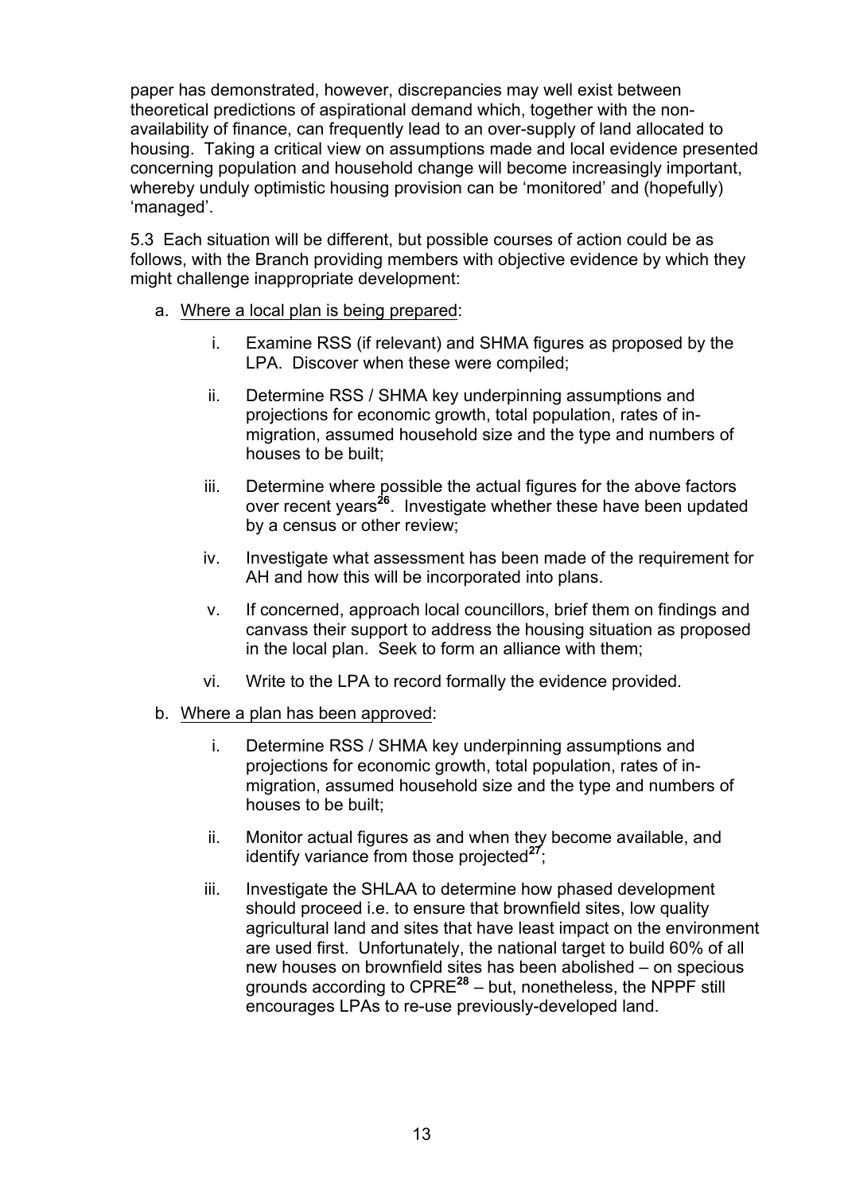paper has demonstrated, however, discrepancies may well exist between theoretical predictions of aspirational demand which, together with the non-availability of finance, can frequently lead to an over-supply of land allocated to housing. Taking a critical view on assumptions made and local evidence presented concerning population and household change will become increasingly important, whereby unduly optimistic housing provision can be 'monitored' and (hopefully) 'managed'.

5.3 Each situation will be different, but possible courses of action could be as follows, with the Branch providing members with objective evidence by which they might challenge inappropriate development:

a. <u>Where a local plan is being prepared</u>:

   i. Examine RSS (if relevant) and SHMA figures as proposed by the LPA. Discover when these were compiled;

   ii. Determine RSS / SHMA key underpinning assumptions and projections for economic growth, total population, rates of in-migration, assumed household size and the type and numbers of houses to be built;

   iii. Determine where possible the actual figures for the above factors over recent years[26]. Investigate whether these have been updated by a census or other review;

   iv. Investigate what assessment has been made of the requirement for AH and how this will be incorporated into plans.

   v. If concerned, approach local councillors, brief them on findings and canvass their support to address the housing situation as proposed in the local plan. Seek to form an alliance with them;

   vi. Write to the LPA to record formally the evidence provided.

b. <u>Where a plan has been approved</u>:

   i. Determine RSS / SHMA key underpinning assumptions and projections for economic growth, total population, rates of in-migration, assumed household size and the type and numbers of houses to be built;

   ii. Monitor actual figures as and when they become available, and identify variance from those projected[27];

   iii. Investigate the SHLAA to determine how phased development should proceed i.e. to ensure that brownfield sites, low quality agricultural land and sites that have least impact on the environment are used first. Unfortunately, the national target to build 60% of all new houses on brownfield sites has been abolished – on specious grounds according to CPRE[28] – but, nonetheless, the NPPF still encourages LPAs to re-use previously-developed land.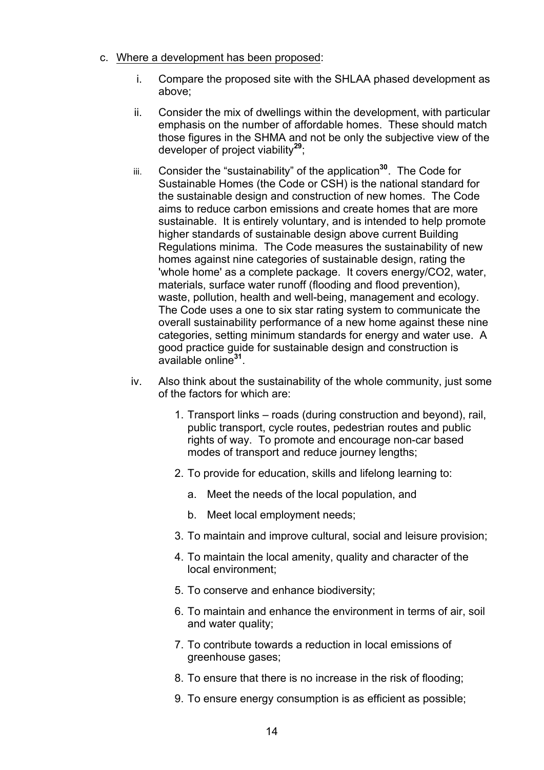c. <u>Where a development has been proposed</u>:

   i. Compare the proposed site with the SHLAA phased development as above;

   ii. Consider the mix of dwellings within the development, with particular emphasis on the number of affordable homes. These should match those figures in the SHMA and not be only the subjective view of the developer of project viability[29];

   iii. Consider the "sustainability" of the application[30]. The Code for Sustainable Homes (the Code or CSH) is the national standard for the sustainable design and construction of new homes. The Code aims to reduce carbon emissions and create homes that are more sustainable. It is entirely voluntary, and is intended to help promote higher standards of sustainable design above current Building Regulations minima. The Code measures the sustainability of new homes against nine categories of sustainable design, rating the 'whole home' as a complete package. It covers energy/CO2, water, materials, surface water runoff (flooding and flood prevention), waste, pollution, health and well-being, management and ecology. The Code uses a one to six star rating system to communicate the overall sustainability performance of a new home against these nine categories, setting minimum standards for energy and water use. A good practice guide for sustainable design and construction is available online[31].

   iv. Also think about the sustainability of the whole community, just some of the factors for which are:

      1. Transport links – roads (during construction and beyond), rail, public transport, cycle routes, pedestrian routes and public rights of way. To promote and encourage non-car based modes of transport and reduce journey lengths;

      2. To provide for education, skills and lifelong learning to:

         a. Meet the needs of the local population, and

         b. Meet local employment needs;

      3. To maintain and improve cultural, social and leisure provision;

      4. To maintain the local amenity, quality and character of the local environment;

      5. To conserve and enhance biodiversity;

      6. To maintain and enhance the environment in terms of air, soil and water quality;

      7. To contribute towards a reduction in local emissions of greenhouse gases;

      8. To ensure that there is no increase in the risk of flooding;

      9. To ensure energy consumption is as efficient as possible;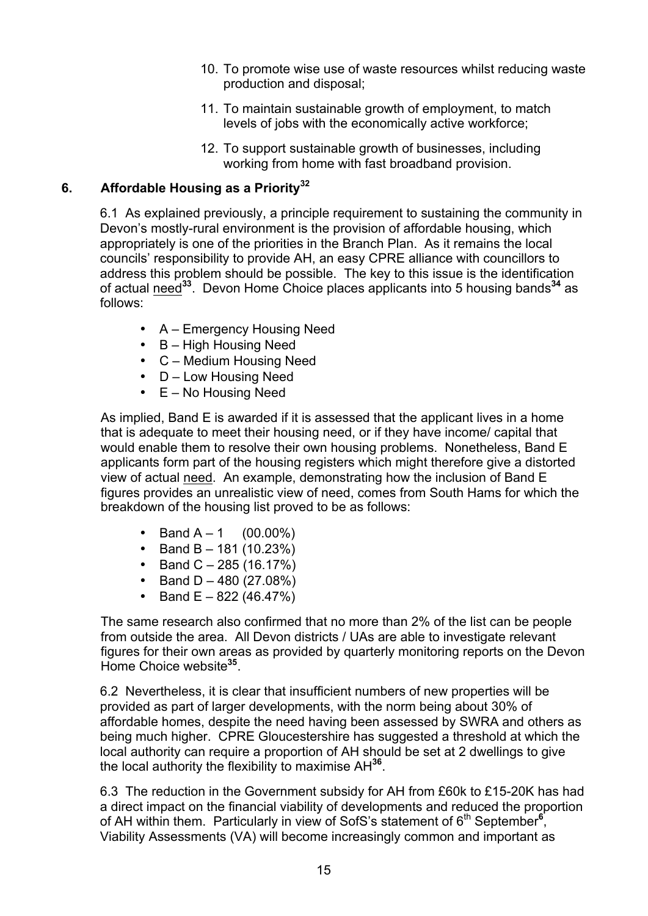10. To promote wise use of waste resources whilst reducing waste production and disposal;
11. To maintain sustainable growth of employment, to match levels of jobs with the economically active workforce;
12. To support sustainable growth of businesses, including working from home with fast broadband provision.

## 6. Affordable Housing as a Priority[32]

6.1 As explained previously, a principle requirement to sustaining the community in Devon's mostly-rural environment is the provision of affordable housing, which appropriately is one of the priorities in the Branch Plan. As it remains the local councils' responsibility to provide AH, an easy CPRE alliance with councillors to address this problem should be possible. The key to this issue is the identification of actual need[33]. Devon Home Choice places applicants into 5 housing bands[34] as follows:

- A – Emergency Housing Need
- B – High Housing Need
- C – Medium Housing Need
- D – Low Housing Need
- E – No Housing Need

As implied, Band E is awarded if it is assessed that the applicant lives in a home that is adequate to meet their housing need, or if they have income/ capital that would enable them to resolve their own housing problems. Nonetheless, Band E applicants form part of the housing registers which might therefore give a distorted view of actual need. An example, demonstrating how the inclusion of Band E figures provides an unrealistic view of need, comes from South Hams for which the breakdown of the housing list proved to be as follows:

- Band A – 1 (00.00%)
- Band B – 181 (10.23%)
- Band C – 285 (16.17%)
- Band D – 480 (27.08%)
- Band E – 822 (46.47%)

The same research also confirmed that no more than 2% of the list can be people from outside the area. All Devon districts / UAs are able to investigate relevant figures for their own areas as provided by quarterly monitoring reports on the Devon Home Choice website[35].

6.2 Nevertheless, it is clear that insufficient numbers of new properties will be provided as part of larger developments, with the norm being about 30% of affordable homes, despite the need having been assessed by SWRA and others as being much higher. CPRE Gloucestershire has suggested a threshold at which the local authority can require a proportion of AH should be set at 2 dwellings to give the local authority the flexibility to maximise AH[36].

6.3 The reduction in the Government subsidy for AH from £60k to £15-20K has had a direct impact on the financial viability of developments and reduced the proportion of AH within them. Particularly in view of SofS's statement of 6th September[6], Viability Assessments (VA) will become increasingly common and important as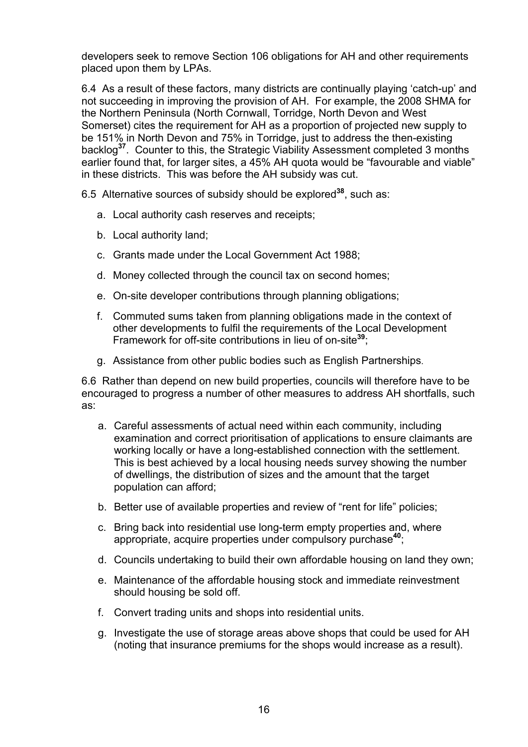developers seek to remove Section 106 obligations for AH and other requirements placed upon them by LPAs.

6.4 As a result of these factors, many districts are continually playing 'catch-up' and not succeeding in improving the provision of AH. For example, the 2008 SHMA for the Northern Peninsula (North Cornwall, Torridge, North Devon and West Somerset) cites the requirement for AH as a proportion of projected new supply to be 151% in North Devon and 75% in Torridge, just to address the then-existing backlog[37]. Counter to this, the Strategic Viability Assessment completed 3 months earlier found that, for larger sites, a 45% AH quota would be "favourable and viable" in these districts. This was before the AH subsidy was cut.

6.5 Alternative sources of subsidy should be explored[38], such as:

a. Local authority cash reserves and receipts;

b. Local authority land;

c. Grants made under the Local Government Act 1988;

d. Money collected through the council tax on second homes;

e. On-site developer contributions through planning obligations;

f. Commuted sums taken from planning obligations made in the context of other developments to fulfil the requirements of the Local Development Framework for off-site contributions in lieu of on-site[39];

g. Assistance from other public bodies such as English Partnerships.

6.6 Rather than depend on new build properties, councils will therefore have to be encouraged to progress a number of other measures to address AH shortfalls, such as:

a. Careful assessments of actual need within each community, including examination and correct prioritisation of applications to ensure claimants are working locally or have a long-established connection with the settlement. This is best achieved by a local housing needs survey showing the number of dwellings, the distribution of sizes and the amount that the target population can afford;

b. Better use of available properties and review of "rent for life" policies;

c. Bring back into residential use long-term empty properties and, where appropriate, acquire properties under compulsory purchase[40];

d. Councils undertaking to build their own affordable housing on land they own;

e. Maintenance of the affordable housing stock and immediate reinvestment should housing be sold off.

f. Convert trading units and shops into residential units.

g. Investigate the use of storage areas above shops that could be used for AH (noting that insurance premiums for the shops would increase as a result).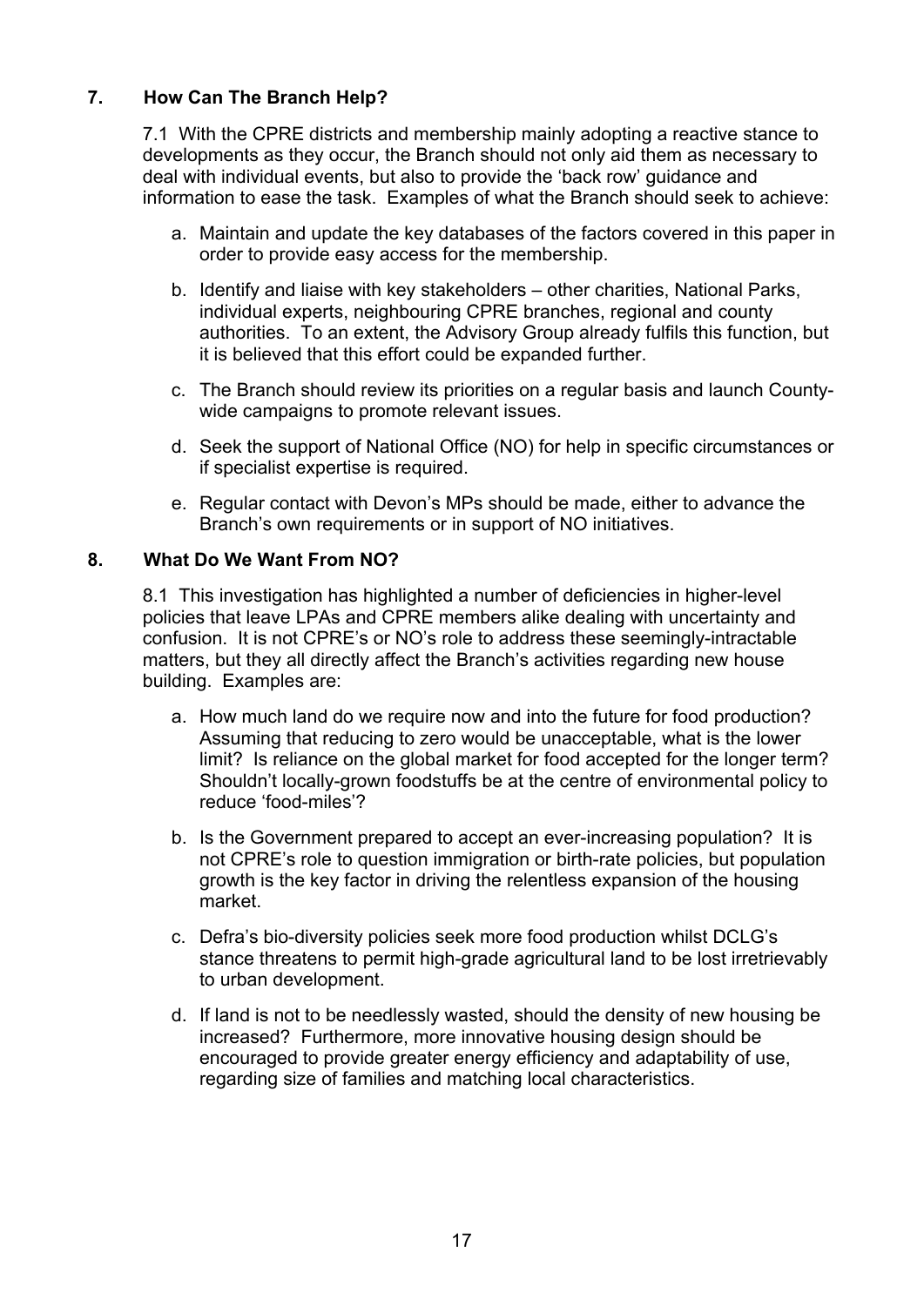## 7. How Can The Branch Help?

7.1 With the CPRE districts and membership mainly adopting a reactive stance to developments as they occur, the Branch should not only aid them as necessary to deal with individual events, but also to provide the 'back row' guidance and information to ease the task. Examples of what the Branch should seek to achieve:

a. Maintain and update the key databases of the factors covered in this paper in order to provide easy access for the membership.

b. Identify and liaise with key stakeholders – other charities, National Parks, individual experts, neighbouring CPRE branches, regional and county authorities. To an extent, the Advisory Group already fulfils this function, but it is believed that this effort could be expanded further.

c. The Branch should review its priorities on a regular basis and launch County-wide campaigns to promote relevant issues.

d. Seek the support of National Office (NO) for help in specific circumstances or if specialist expertise is required.

e. Regular contact with Devon's MPs should be made, either to advance the Branch's own requirements or in support of NO initiatives.

## 8. What Do We Want From NO?

8.1 This investigation has highlighted a number of deficiencies in higher-level policies that leave LPAs and CPRE members alike dealing with uncertainty and confusion. It is not CPRE's or NO's role to address these seemingly-intractable matters, but they all directly affect the Branch's activities regarding new house building. Examples are:

a. How much land do we require now and into the future for food production? Assuming that reducing to zero would be unacceptable, what is the lower limit? Is reliance on the global market for food accepted for the longer term? Shouldn't locally-grown foodstuffs be at the centre of environmental policy to reduce 'food-miles'?

b. Is the Government prepared to accept an ever-increasing population? It is not CPRE's role to question immigration or birth-rate policies, but population growth is the key factor in driving the relentless expansion of the housing market.

c. Defra's bio-diversity policies seek more food production whilst DCLG's stance threatens to permit high-grade agricultural land to be lost irretrievably to urban development.

d. If land is not to be needlessly wasted, should the density of new housing be increased? Furthermore, more innovative housing design should be encouraged to provide greater energy efficiency and adaptability of use, regarding size of families and matching local characteristics.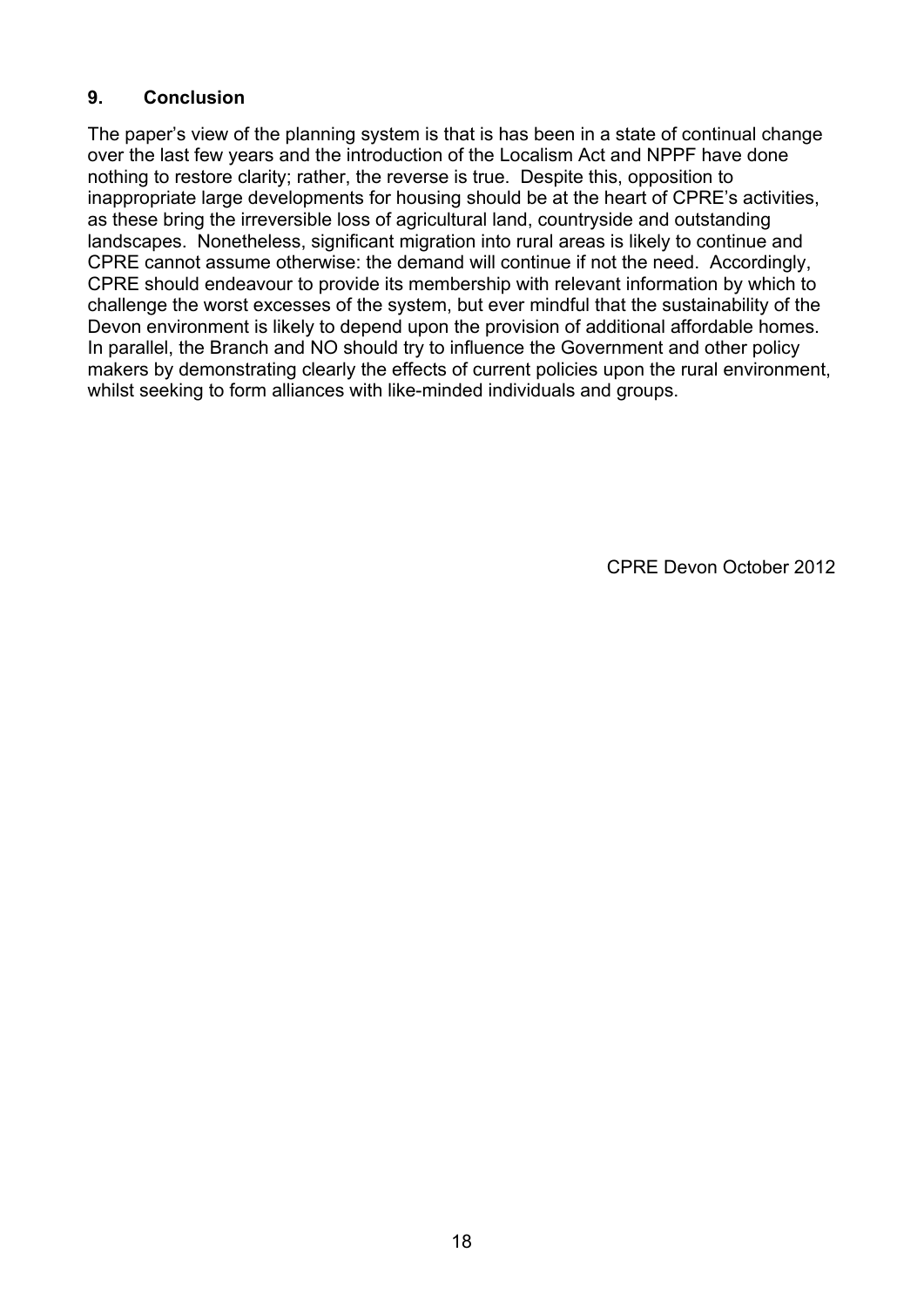## 9. Conclusion

The paper's view of the planning system is that is has been in a state of continual change over the last few years and the introduction of the Localism Act and NPPF have done nothing to restore clarity; rather, the reverse is true. Despite this, opposition to inappropriate large developments for housing should be at the heart of CPRE's activities, as these bring the irreversible loss of agricultural land, countryside and outstanding landscapes. Nonetheless, significant migration into rural areas is likely to continue and CPRE cannot assume otherwise: the demand will continue if not the need. Accordingly, CPRE should endeavour to provide its membership with relevant information by which to challenge the worst excesses of the system, but ever mindful that the sustainability of the Devon environment is likely to depend upon the provision of additional affordable homes. In parallel, the Branch and NO should try to influence the Government and other policy makers by demonstrating clearly the effects of current policies upon the rural environment, whilst seeking to form alliances with like-minded individuals and groups.

CPRE Devon October 2012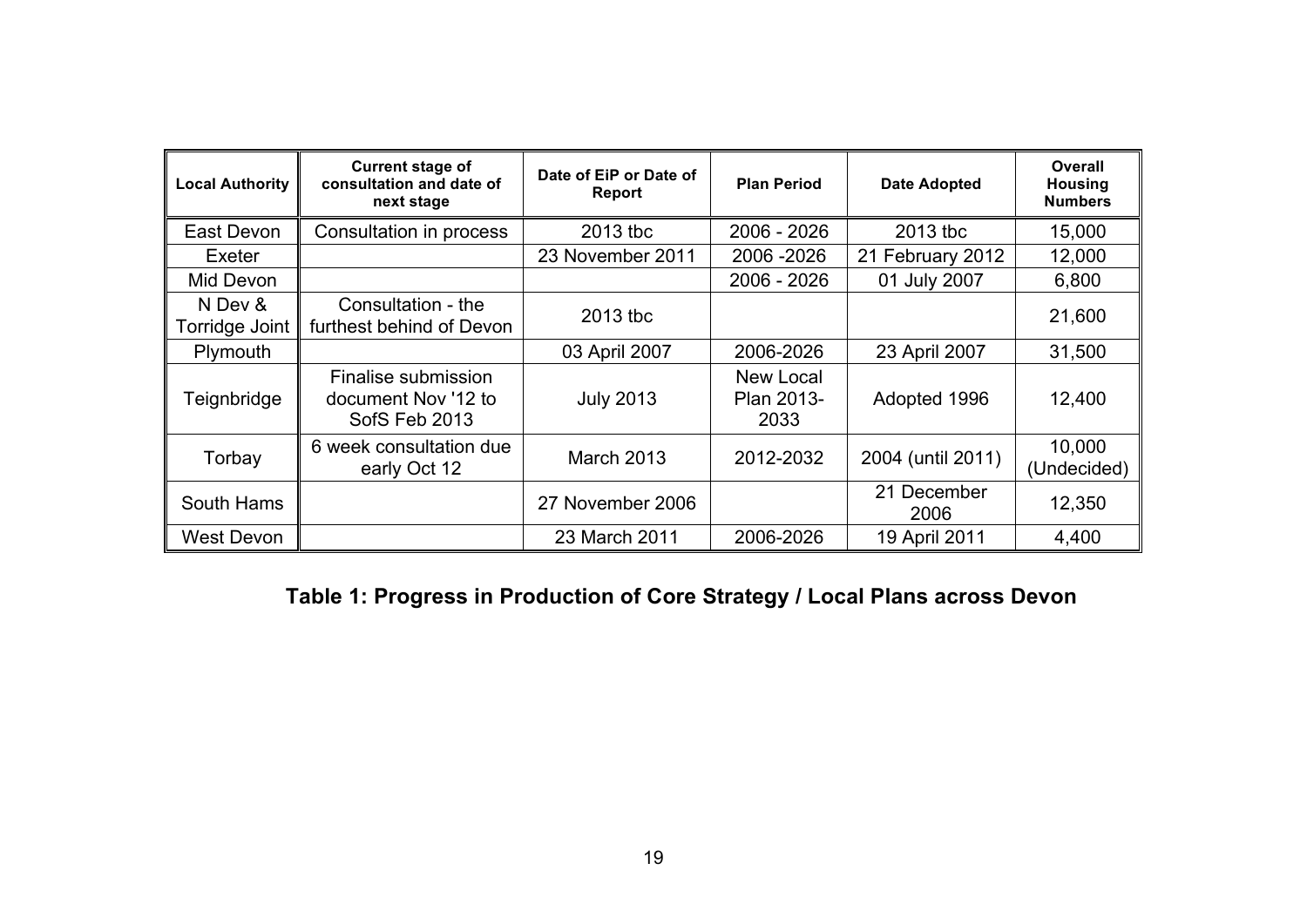| Local Authority | Current stage of consultation and date of next stage | Date of EiP or Date of Report | Plan Period | Date Adopted | Overall Housing Numbers |
|---|---|---|---|---|---|
| East Devon | Consultation in process | 2013 tbc | 2006 - 2026 | 2013 tbc | 15,000 |
| Exeter | | 23 November 2011 | 2006 -2026 | 21 February 2012 | 12,000 |
| Mid Devon | | | 2006 - 2026 | 01 July 2007 | 6,800 |
| N Dev & Torridge Joint | Consultation - the furthest behind of Devon | 2013 tbc | | | 21,600 |
| Plymouth | | 03 April 2007 | 2006-2026 | 23 April 2007 | 31,500 |
| Teignbridge | Finalise submission document Nov '12 to SofS Feb 2013 | July 2013 | New Local Plan 2013-2033 | Adopted 1996 | 12,400 |
| Torbay | 6 week consultation due early Oct 12 | March 2013 | 2012-2032 | 2004 (until 2011) | 10,000 (Undecided) |
| South Hams | | 27 November 2006 | | 21 December 2006 | 12,350 |
| West Devon | | 23 March 2011 | 2006-2026 | 19 April 2011 | 4,400 |

**Table 1: Progress in Production of Core Strategy / Local Plans across Devon**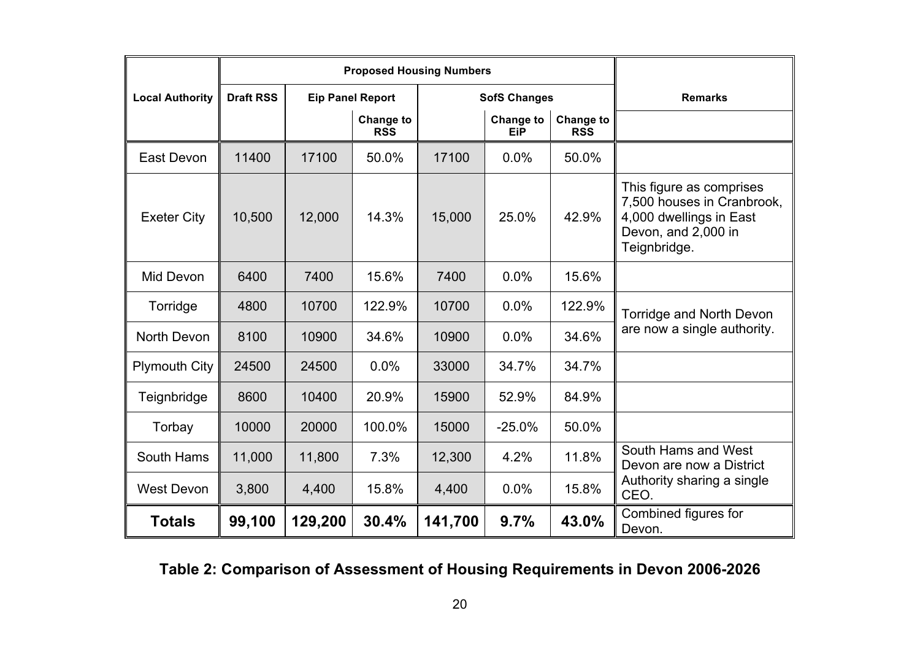| Local Authority | Proposed Housing Numbers | | | | | | Remarks |
|---|---|---|---|---|---|---|---|
| | Draft RSS | Eip Panel Report | | SofS Changes | | | |
| | | | Change to RSS | | Change to EiP | Change to RSS | |
| East Devon | 11400 | 17100 | 50.0% | 17100 | 0.0% | 50.0% | |
| Exeter City | 10,500 | 12,000 | 14.3% | 15,000 | 25.0% | 42.9% | This figure as comprises 7,500 houses in Cranbrook, 4,000 dwellings in East Devon, and 2,000 in Teignbridge. |
| Mid Devon | 6400 | 7400 | 15.6% | 7400 | 0.0% | 15.6% | |
| Torridge | 4800 | 10700 | 122.9% | 10700 | 0.0% | 122.9% | Torridge and North Devon are now a single authority. |
| North Devon | 8100 | 10900 | 34.6% | 10900 | 0.0% | 34.6% | |
| Plymouth City | 24500 | 24500 | 0.0% | 33000 | 34.7% | 34.7% | |
| Teignbridge | 8600 | 10400 | 20.9% | 15900 | 52.9% | 84.9% | |
| Torbay | 10000 | 20000 | 100.0% | 15000 | -25.0% | 50.0% | |
| South Hams | 11,000 | 11,800 | 7.3% | 12,300 | 4.2% | 11.8% | South Hams and West Devon are now a District Authority sharing a single CEO. |
| West Devon | 3,800 | 4,400 | 15.8% | 4,400 | 0.0% | 15.8% | |
| **Totals** | **99,100** | **129,200** | **30.4%** | **141,700** | **9.7%** | **43.0%** | Combined figures for Devon. |

**Table 2: Comparison of Assessment of Housing Requirements in Devon 2006-2026**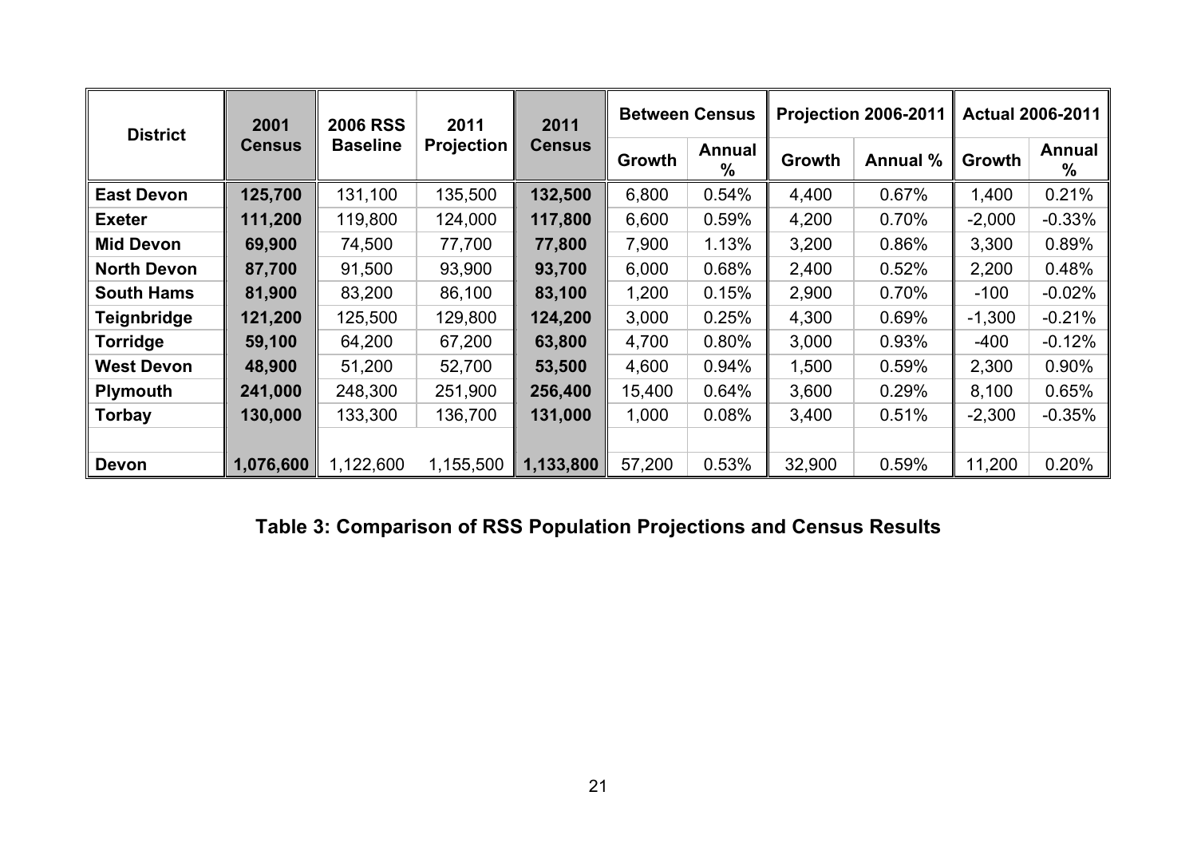| District | 2001 Census | 2006 RSS Baseline | 2011 Projection | 2011 Census | Between Census | | Projection 2006-2011 | | Actual 2006-2011 | |
|---|---|---|---|---|---|---|---|---|---|---|
| | | | | | Growth | Annual % | Growth | Annual % | Growth | Annual % |
| **East Devon** | **125,700** | 131,100 | 135,500 | **132,500** | 6,800 | 0.54% | 4,400 | 0.67% | 1,400 | 0.21% |
| **Exeter** | **111,200** | 119,800 | 124,000 | **117,800** | 6,600 | 0.59% | 4,200 | 0.70% | -2,000 | -0.33% |
| **Mid Devon** | **69,900** | 74,500 | 77,700 | **77,800** | 7,900 | 1.13% | 3,200 | 0.86% | 3,300 | 0.89% |
| **North Devon** | **87,700** | 91,500 | 93,900 | **93,700** | 6,000 | 0.68% | 2,400 | 0.52% | 2,200 | 0.48% |
| **South Hams** | **81,900** | 83,200 | 86,100 | **83,100** | 1,200 | 0.15% | 2,900 | 0.70% | -100 | -0.02% |
| **Teignbridge** | **121,200** | 125,500 | 129,800 | **124,200** | 3,000 | 0.25% | 4,300 | 0.69% | -1,300 | -0.21% |
| **Torridge** | **59,100** | 64,200 | 67,200 | **63,800** | 4,700 | 0.80% | 3,000 | 0.93% | -400 | -0.12% |
| **West Devon** | **48,900** | 51,200 | 52,700 | **53,500** | 4,600 | 0.94% | 1,500 | 0.59% | 2,300 | 0.90% |
| **Plymouth** | **241,000** | 248,300 | 251,900 | **256,400** | 15,400 | 0.64% | 3,600 | 0.29% | 8,100 | 0.65% |
| **Torbay** | **130,000** | 133,300 | 136,700 | **131,000** | 1,000 | 0.08% | 3,400 | 0.51% | -2,300 | -0.35% |
| | | | | | | | | | | |
| **Devon** | **1,076,600** | 1,122,600 | 1,155,500 | **1,133,800** | 57,200 | 0.53% | 32,900 | 0.59% | 11,200 | 0.20% |

**Table 3: Comparison of RSS Population Projections and Census Results**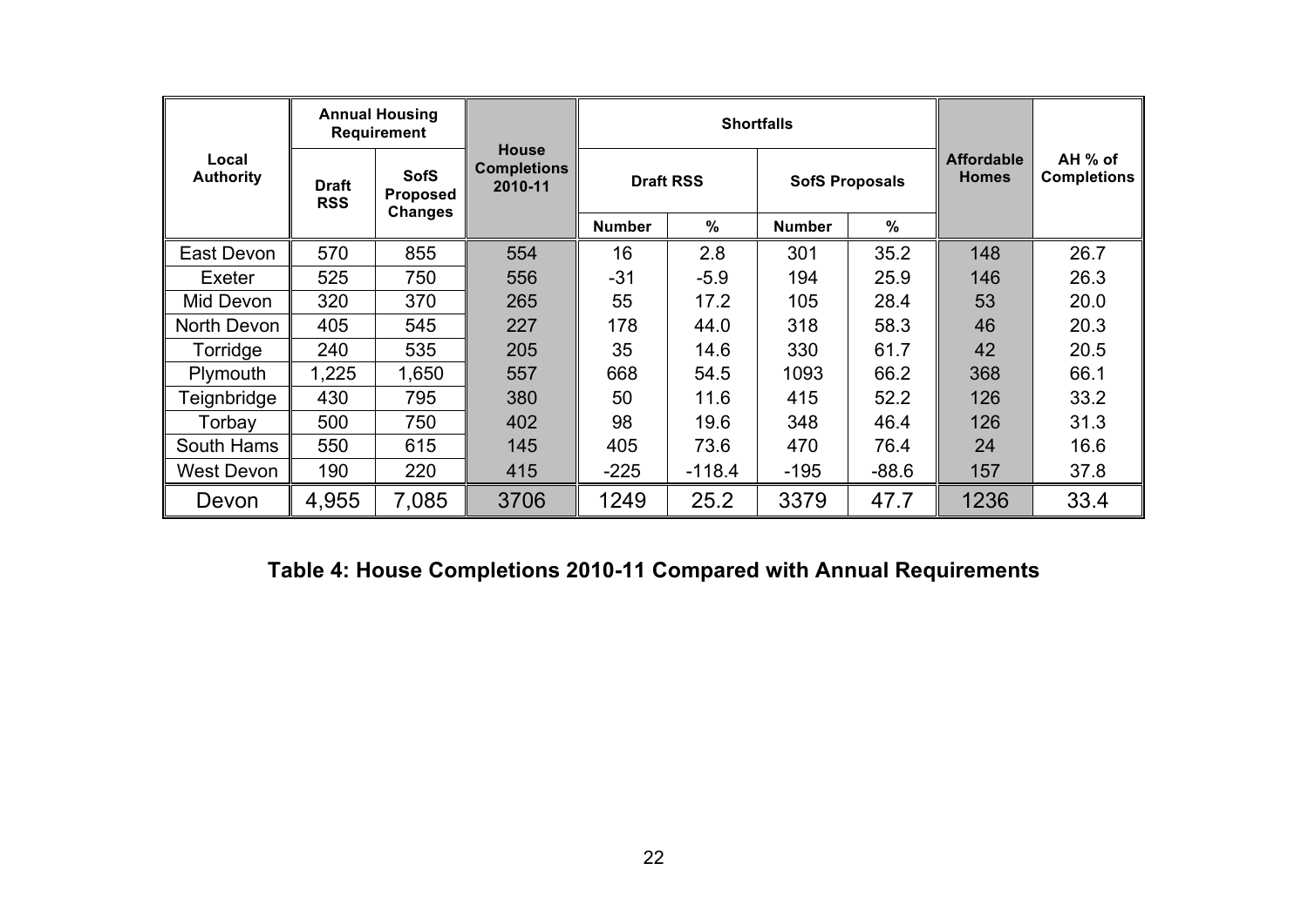| Local Authority | Annual Housing Requirement | | House Completions 2010-11 | Shortfalls | | | | Affordable Homes | AH % of Completions |
|---|---|---|---|---|---|---|---|---|---|
| | Draft RSS | SofS Proposed Changes | | Draft RSS | | SofS Proposals | | | |
| | | | | Number | % | Number | % | | |
| East Devon | 570 | 855 | 554 | 16 | 2.8 | 301 | 35.2 | 148 | 26.7 |
| Exeter | 525 | 750 | 556 | -31 | -5.9 | 194 | 25.9 | 146 | 26.3 |
| Mid Devon | 320 | 370 | 265 | 55 | 17.2 | 105 | 28.4 | 53 | 20.0 |
| North Devon | 405 | 545 | 227 | 178 | 44.0 | 318 | 58.3 | 46 | 20.3 |
| Torridge | 240 | 535 | 205 | 35 | 14.6 | 330 | 61.7 | 42 | 20.5 |
| Plymouth | 1,225 | 1,650 | 557 | 668 | 54.5 | 1093 | 66.2 | 368 | 66.1 |
| Teignbridge | 430 | 795 | 380 | 50 | 11.6 | 415 | 52.2 | 126 | 33.2 |
| Torbay | 500 | 750 | 402 | 98 | 19.6 | 348 | 46.4 | 126 | 31.3 |
| South Hams | 550 | 615 | 145 | 405 | 73.6 | 470 | 76.4 | 24 | 16.6 |
| West Devon | 190 | 220 | 415 | -225 | -118.4 | -195 | -88.6 | 157 | 37.8 |
| Devon | 4,955 | 7,085 | 3706 | 1249 | 25.2 | 3379 | 47.7 | 1236 | 33.4 |

**Table 4: House Completions 2010-11 Compared with Annual Requirements**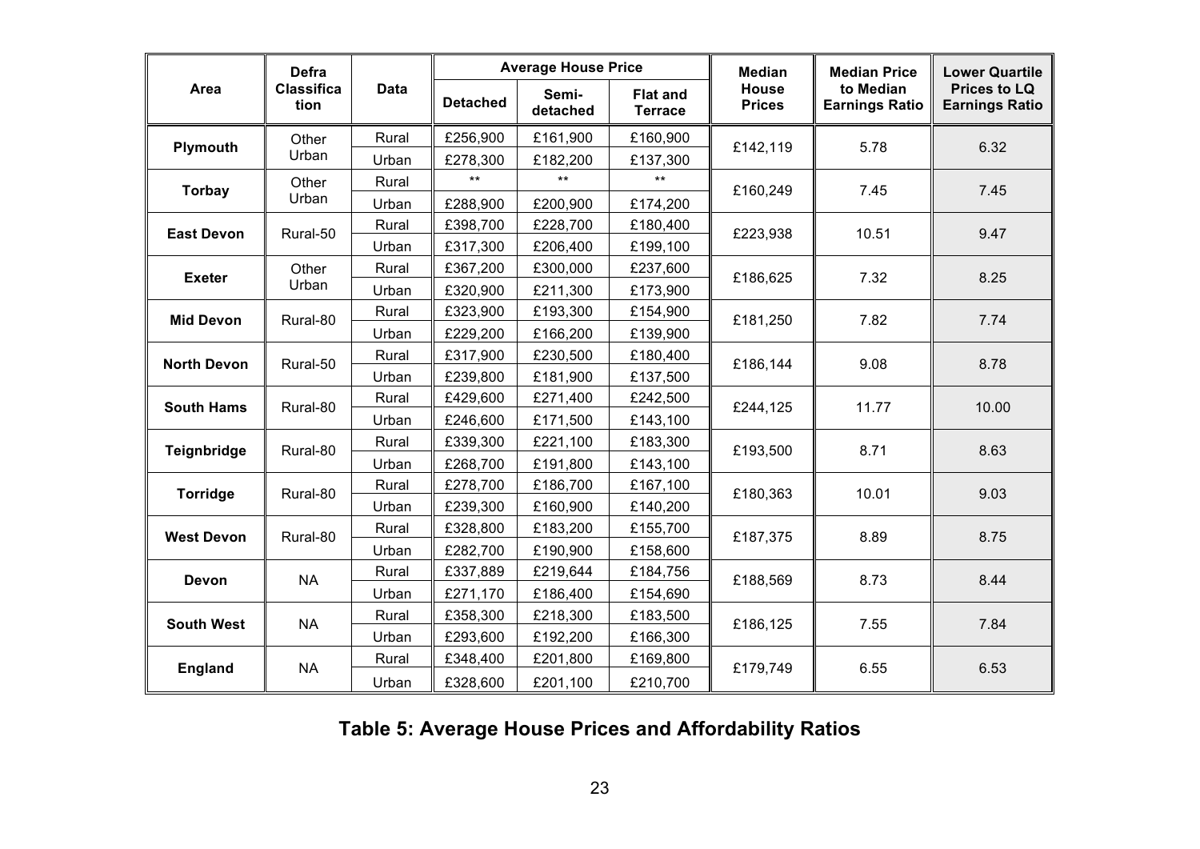| Area | Defra Classification | Data | Average House Price | | | Median House Prices | Median Price to Median Earnings Ratio | Lower Quartile Prices to LQ Earnings Ratio |
|---|---|---|---|---|---|---|---|---|
| | | | Detached | Semi-detached | Flat and Terrace | | | |
| Plymouth | Other Urban | Rural | £256,900 | £161,900 | £160,900 | £142,119 | 5.78 | 6.32 |
| | | Urban | £278,300 | £182,200 | £137,300 | | | |
| Torbay | Other Urban | Rural | ** | ** | ** | £160,249 | 7.45 | 7.45 |
| | | Urban | £288,900 | £200,900 | £174,200 | | | |
| East Devon | Rural-50 | Rural | £398,700 | £228,700 | £180,400 | £223,938 | 10.51 | 9.47 |
| | | Urban | £317,300 | £206,400 | £199,100 | | | |
| Exeter | Other Urban | Rural | £367,200 | £300,000 | £237,600 | £186,625 | 7.32 | 8.25 |
| | | Urban | £320,900 | £211,300 | £173,900 | | | |
| Mid Devon | Rural-80 | Rural | £323,900 | £193,300 | £154,900 | £181,250 | 7.82 | 7.74 |
| | | Urban | £229,200 | £166,200 | £139,900 | | | |
| North Devon | Rural-50 | Rural | £317,900 | £230,500 | £180,400 | £186,144 | 9.08 | 8.78 |
| | | Urban | £239,800 | £181,900 | £137,500 | | | |
| South Hams | Rural-80 | Rural | £429,600 | £271,400 | £242,500 | £244,125 | 11.77 | 10.00 |
| | | Urban | £246,600 | £171,500 | £143,100 | | | |
| Teignbridge | Rural-80 | Rural | £339,300 | £221,100 | £183,300 | £193,500 | 8.71 | 8.63 |
| | | Urban | £268,700 | £191,800 | £143,100 | | | |
| Torridge | Rural-80 | Rural | £278,700 | £186,700 | £167,100 | £180,363 | 10.01 | 9.03 |
| | | Urban | £239,300 | £160,900 | £140,200 | | | |
| West Devon | Rural-80 | Rural | £328,800 | £183,200 | £155,700 | £187,375 | 8.89 | 8.75 |
| | | Urban | £282,700 | £190,900 | £158,600 | | | |
| Devon | NA | Rural | £337,889 | £219,644 | £184,756 | £188,569 | 8.73 | 8.44 |
| | | Urban | £271,170 | £186,400 | £154,690 | | | |
| South West | NA | Rural | £358,300 | £218,300 | £183,500 | £186,125 | 7.55 | 7.84 |
| | | Urban | £293,600 | £192,200 | £166,300 | | | |
| England | NA | Rural | £348,400 | £201,800 | £169,800 | £179,749 | 6.55 | 6.53 |
| | | Urban | £328,600 | £201,100 | £210,700 | | | |

**Table 5: Average House Prices and Affordability Ratios**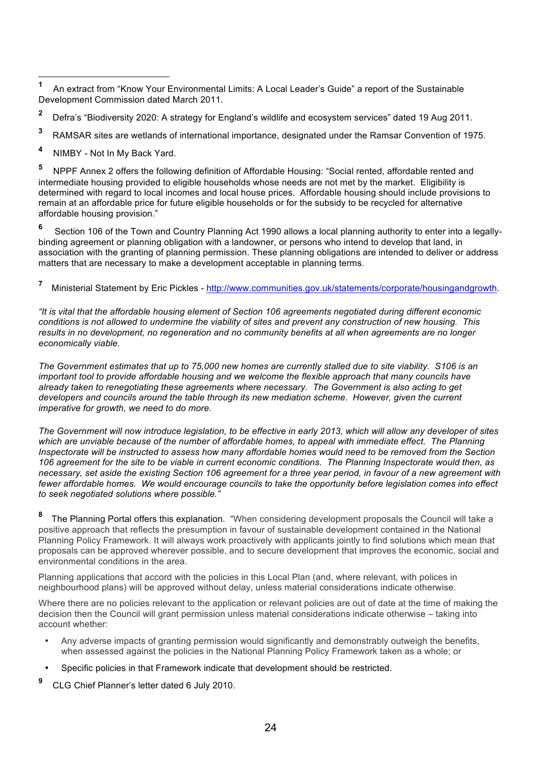[1] An extract from "Know Your Environmental Limits: A Local Leader's Guide" a report of the Sustainable Development Commission dated March 2011.

[2] Defra's "Biodiversity 2020: A strategy for England's wildlife and ecosystem services" dated 19 Aug 2011.

[3] RAMSAR sites are wetlands of international importance, designated under the Ramsar Convention of 1975.

[4] NIMBY - Not In My Back Yard.

[5] NPPF Annex 2 offers the following definition of Affordable Housing: "Social rented, affordable rented and intermediate housing provided to eligible households whose needs are not met by the market. Eligibility is determined with regard to local incomes and local house prices. Affordable housing should include provisions to remain at an affordable price for future eligible households or for the subsidy to be recycled for alternative affordable housing provision."

[6] Section 106 of the Town and Country Planning Act 1990 allows a local planning authority to enter into a legally-binding agreement or planning obligation with a landowner, or persons who intend to develop that land, in association with the granting of planning permission. These planning obligations are intended to deliver or address matters that are necessary to make a development acceptable in planning terms.

[7] Ministerial Statement by Eric Pickles - http://www.communities.gov.uk/statements/corporate/housingandgrowth.

*"It is vital that the affordable housing element of Section 106 agreements negotiated during different economic conditions is not allowed to undermine the viability of sites and prevent any construction of new housing. This results in no development, no regeneration and no community benefits at all when agreements are no longer economically viable.*

*The Government estimates that up to 75,000 new homes are currently stalled due to site viability. S106 is an important tool to provide affordable housing and we welcome the flexible approach that many councils have already taken to renegotiating these agreements where necessary. The Government is also acting to get developers and councils around the table through its new mediation scheme. However, given the current imperative for growth, we need to do more.*

*The Government will now introduce legislation, to be effective in early 2013, which will allow any developer of sites which are unviable because of the number of affordable homes, to appeal with immediate effect. The Planning Inspectorate will be instructed to assess how many affordable homes would need to be removed from the Section 106 agreement for the site to be viable in current economic conditions. The Planning Inspectorate would then, as necessary, set aside the existing Section 106 agreement for a three year period, in favour of a new agreement with fewer affordable homes. We would encourage councils to take the opportunity before legislation comes into effect to seek negotiated solutions where possible."*

[8] The Planning Portal offers this explanation. "When considering development proposals the Council will take a positive approach that reflects the presumption in favour of sustainable development contained in the National Planning Policy Framework. It will always work proactively with applicants jointly to find solutions which mean that proposals can be approved wherever possible, and to secure development that improves the economic, social and environmental conditions in the area.

Planning applications that accord with the policies in this Local Plan (and, where relevant, with polices in neighbourhood plans) will be approved without delay, unless material considerations indicate otherwise.

Where there are no policies relevant to the application or relevant policies are out of date at the time of making the decision then the Council will grant permission unless material considerations indicate otherwise – taking into account whether:

- Any adverse impacts of granting permission would significantly and demonstrably outweigh the benefits, when assessed against the policies in the National Planning Policy Framework taken as a whole; or
- Specific policies in that Framework indicate that development should be restricted.

[9] CLG Chief Planner's letter dated 6 July 2010.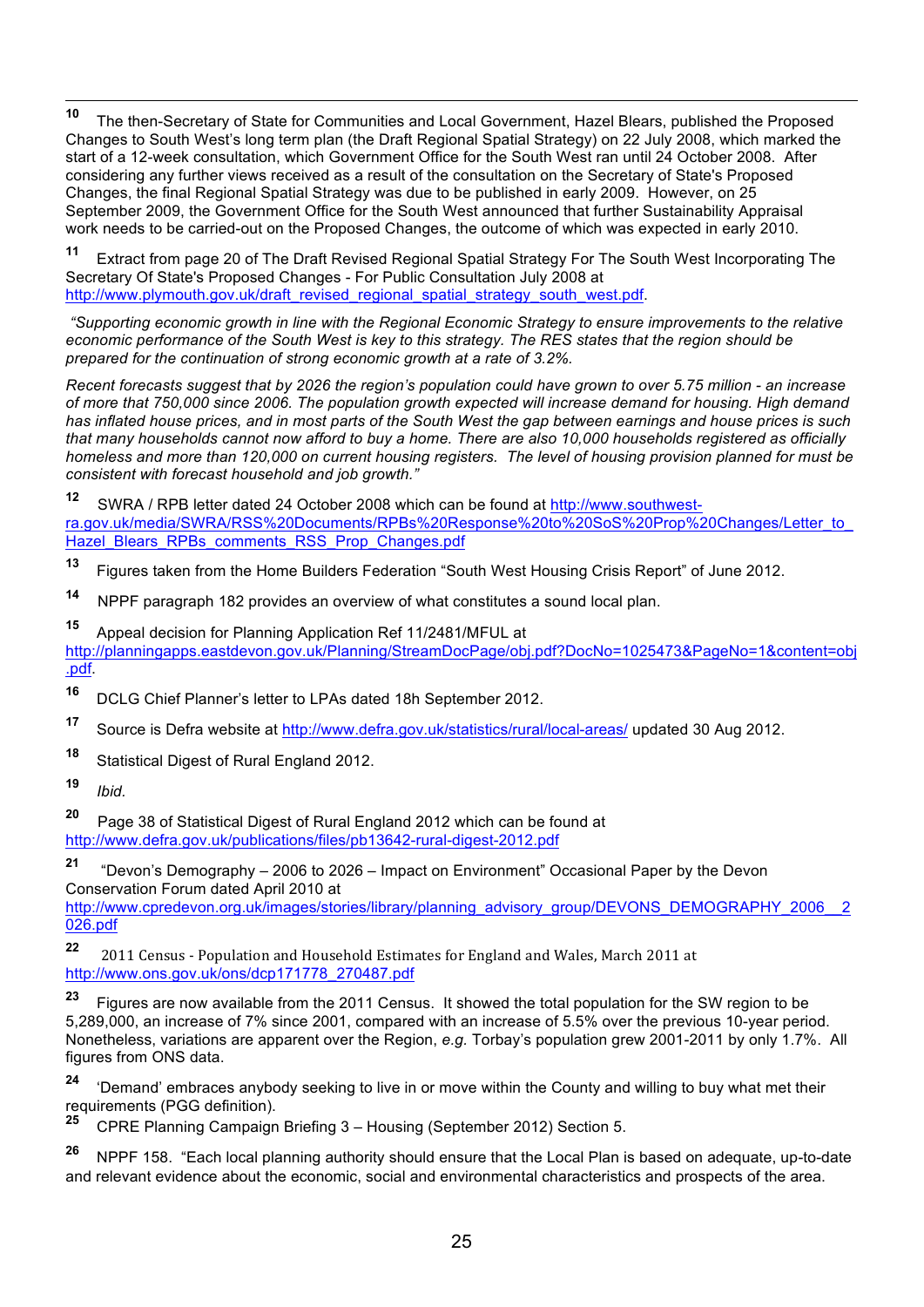[10] The then-Secretary of State for Communities and Local Government, Hazel Blears, published the Proposed Changes to South West's long term plan (the Draft Regional Spatial Strategy) on 22 July 2008, which marked the start of a 12-week consultation, which Government Office for the South West ran until 24 October 2008. After considering any further views received as a result of the consultation on the Secretary of State's Proposed Changes, the final Regional Spatial Strategy was due to be published in early 2009. However, on 25 September 2009, the Government Office for the South West announced that further Sustainability Appraisal work needs to be carried-out on the Proposed Changes, the outcome of which was expected in early 2010.

[11] Extract from page 20 of The Draft Revised Regional Spatial Strategy For The South West Incorporating The Secretary Of State's Proposed Changes - For Public Consultation July 2008 at http://www.plymouth.gov.uk/draft_revised_regional_spatial_strategy_south_west.pdf.

*"Supporting economic growth in line with the Regional Economic Strategy to ensure improvements to the relative economic performance of the South West is key to this strategy. The RES states that the region should be prepared for the continuation of strong economic growth at a rate of 3.2%.*

*Recent forecasts suggest that by 2026 the region's population could have grown to over 5.75 million - an increase of more that 750,000 since 2006. The population growth expected will increase demand for housing. High demand has inflated house prices, and in most parts of the South West the gap between earnings and house prices is such that many households cannot now afford to buy a home. There are also 10,000 households registered as officially homeless and more than 120,000 on current housing registers. The level of housing provision planned for must be consistent with forecast household and job growth."*

[12] SWRA / RPB letter dated 24 October 2008 which can be found at http://www.southwest-ra.gov.uk/media/SWRA/RSS%20Documents/RPBs%20Response%20to%20SoS%20Prop%20Changes/Letter_to_Hazel_Blears_RPBs_comments_RSS_Prop_Changes.pdf

[13] Figures taken from the Home Builders Federation "South West Housing Crisis Report" of June 2012.

[14] NPPF paragraph 182 provides an overview of what constitutes a sound local plan.

[15] Appeal decision for Planning Application Ref 11/2481/MFUL at http://planningapps.eastdevon.gov.uk/Planning/StreamDocPage/obj.pdf?DocNo=1025473&PageNo=1&content=obj.pdf.

[16] DCLG Chief Planner's letter to LPAs dated 18h September 2012.

[17] Source is Defra website at http://www.defra.gov.uk/statistics/rural/local-areas/ updated 30 Aug 2012.

[18] Statistical Digest of Rural England 2012.

[19] *Ibid.*

[20] Page 38 of Statistical Digest of Rural England 2012 which can be found at http://www.defra.gov.uk/publications/files/pb13642-rural-digest-2012.pdf

[21] "Devon's Demography – 2006 to 2026 – Impact on Environment" Occasional Paper by the Devon Conservation Forum dated April 2010 at http://www.cpredevon.org.uk/images/stories/library/planning_advisory_group/DEVONS_DEMOGRAPHY_2006__2026.pdf

[22] 2011 Census - Population and Household Estimates for England and Wales, March 2011 at http://www.ons.gov.uk/ons/dcp171778_270487.pdf

[23] Figures are now available from the 2011 Census. It showed the total population for the SW region to be 5,289,000, an increase of 7% since 2001, compared with an increase of 5.5% over the previous 10-year period. Nonetheless, variations are apparent over the Region, *e.g.* Torbay's population grew 2001-2011 by only 1.7%. All figures from ONS data.

[24] 'Demand' embraces anybody seeking to live in or move within the County and willing to buy what met their requirements (PGG definition).

[25] CPRE Planning Campaign Briefing 3 – Housing (September 2012) Section 5.

[26] NPPF 158. "Each local planning authority should ensure that the Local Plan is based on adequate, up-to-date and relevant evidence about the economic, social and environmental characteristics and prospects of the area.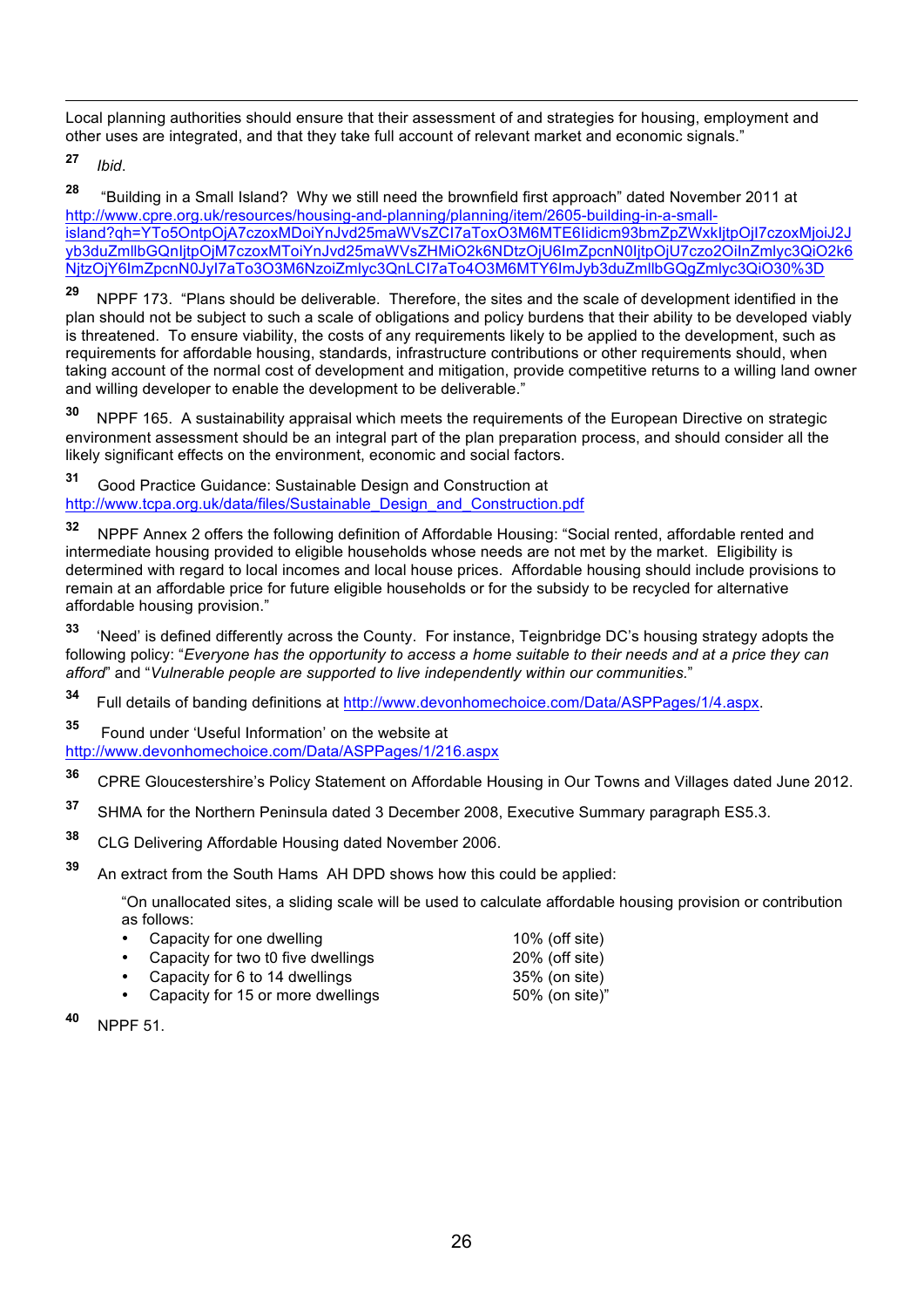Local planning authorities should ensure that their assessment of and strategies for housing, employment and other uses are integrated, and that they take full account of relevant market and economic signals."

[27] *Ibid*.

[28] "Building in a Small Island? Why we still need the brownfield first approach" dated November 2011 at http://www.cpre.org.uk/resources/housing-and-planning/planning/item/2605-building-in-a-small-island?qh=YTo5OntpOjA7czoxMDoiYnJvd25maWVsZCI7aToxO3M6MTE6Iidicm93bmZpZWxkIjtpOjI7czoxMjoiJ2Jyb3duZmllbGQnIjtpOjM7czoxMToiYnJvd25maWVsZHMiO2k6NDtzOjU6ImZpcnN0IjtpOjU7czo2OiInZmlyc3QiO2k6NjtzOjY6ImZpcnN0JyI7aTo3O3M6NzoiZmlyc3QnLCI7aTo4O3M6MTY6ImJyb3duZmllbGQgZmlyc3QiO30%3D

[29] NPPF 173. "Plans should be deliverable. Therefore, the sites and the scale of development identified in the plan should not be subject to such a scale of obligations and policy burdens that their ability to be developed viably is threatened. To ensure viability, the costs of any requirements likely to be applied to the development, such as requirements for affordable housing, standards, infrastructure contributions or other requirements should, when taking account of the normal cost of development and mitigation, provide competitive returns to a willing land owner and willing developer to enable the development to be deliverable."

[30] NPPF 165. A sustainability appraisal which meets the requirements of the European Directive on strategic environment assessment should be an integral part of the plan preparation process, and should consider all the likely significant effects on the environment, economic and social factors.

[31] Good Practice Guidance: Sustainable Design and Construction at http://www.tcpa.org.uk/data/files/Sustainable_Design_and_Construction.pdf

[32] NPPF Annex 2 offers the following definition of Affordable Housing: "Social rented, affordable rented and intermediate housing provided to eligible households whose needs are not met by the market. Eligibility is determined with regard to local incomes and local house prices. Affordable housing should include provisions to remain at an affordable price for future eligible households or for the subsidy to be recycled for alternative affordable housing provision."

[33] 'Need' is defined differently across the County. For instance, Teignbridge DC's housing strategy adopts the following policy: "*Everyone has the opportunity to access a home suitable to their needs and at a price they can afford*" and "*Vulnerable people are supported to live independently within our communities.*"

[34] Full details of banding definitions at http://www.devonhomechoice.com/Data/ASPPages/1/4.aspx.

[35] Found under 'Useful Information' on the website at http://www.devonhomechoice.com/Data/ASPPages/1/216.aspx

[36] CPRE Gloucestershire's Policy Statement on Affordable Housing in Our Towns and Villages dated June 2012.

[37] SHMA for the Northern Peninsula dated 3 December 2008, Executive Summary paragraph ES5.3.

[38] CLG Delivering Affordable Housing dated November 2006.

[39] An extract from the South Hams AH DPD shows how this could be applied:

> "On unallocated sites, a sliding scale will be used to calculate affordable housing provision or contribution as follows:
>
> - Capacity for one dwelling — 10% (off site)
> - Capacity for two t0 five dwellings — 20% (off site)
> - Capacity for 6 to 14 dwellings — 35% (on site)
> - Capacity for 15 or more dwellings — 50% (on site)"

[40] NPPF 51.